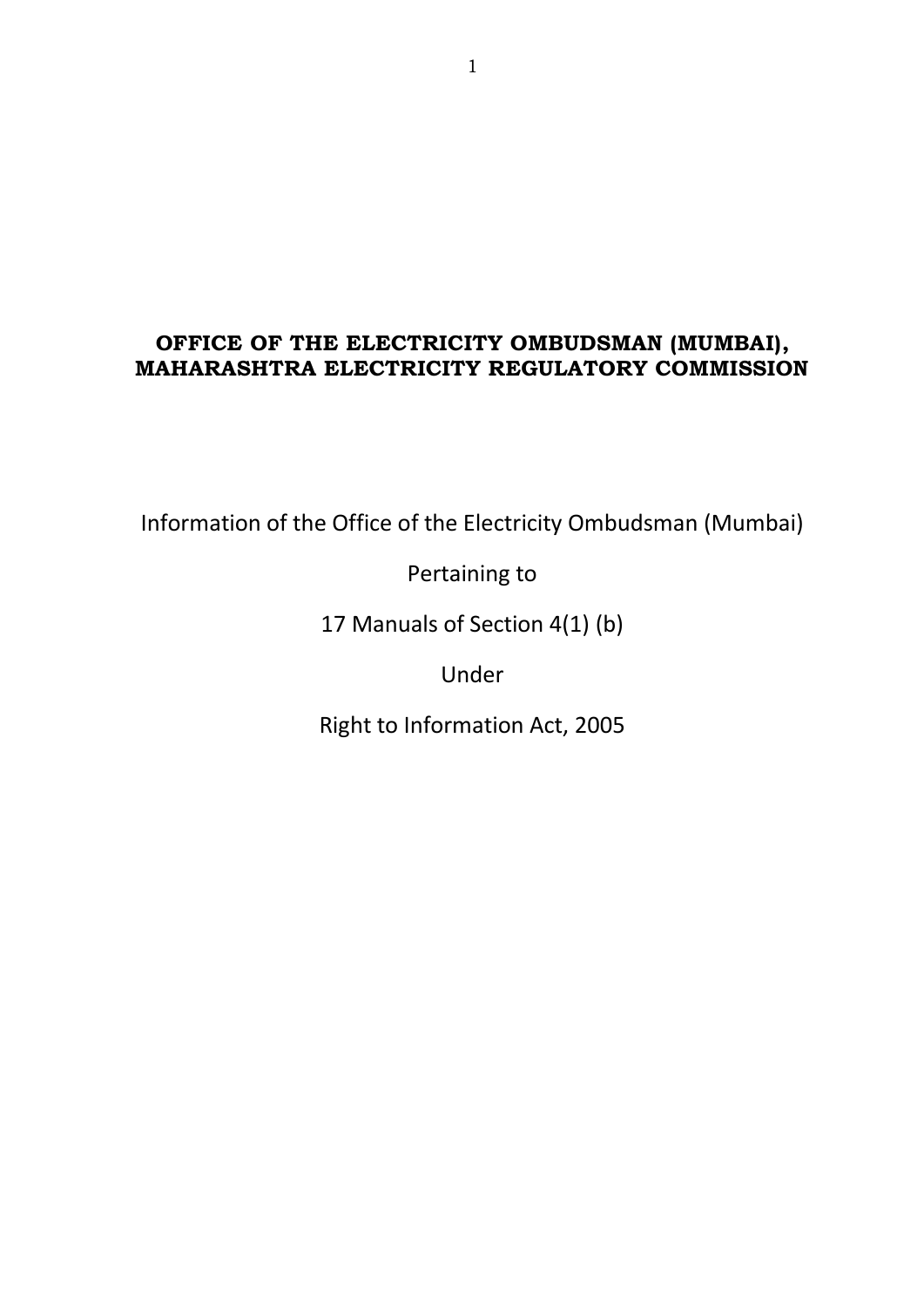# OFFICE OF THE ELECTRICITY OMBUDSMAN (MUMBAI), MAHARASHTRA ELECTRICITY REGULATORY COMMISSION

Information of the Office of the Electricity Ombudsman (Mumbai)

Pertaining to

17 Manuals of Section 4(1) (b)

Under

Right to Information Act, 2005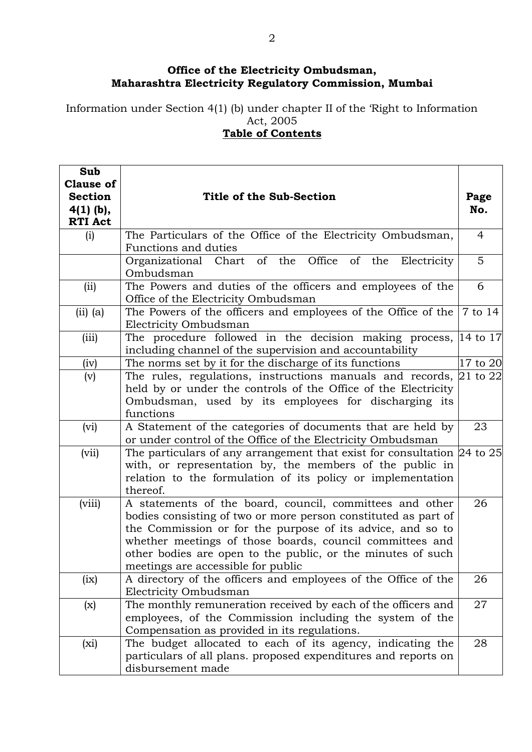**Office of the Electricity Ombudsman,**
**Maharashtra Electricity Regulatory Commission, Mumbai**

Information under Section 4(1) (b) under chapter II of the 'Right to Information Act, 2005

**Table of Contents**

| Sub Clause of Section 4(1) (b), RTI Act | Title of the Sub-Section | Page No. |
|---|---|---|
| (i) | The Particulars of the Office of the Electricity Ombudsman, Functions and duties | 4 |
| | Organizational Chart of the Office of the Electricity Ombudsman | 5 |
| (ii) | The Powers and duties of the officers and employees of the Office of the Electricity Ombudsman | 6 |
| (ii) (a) | The Powers of the officers and employees of the Office of the Electricity Ombudsman | 7 to 14 |
| (iii) | The procedure followed in the decision making process, including channel of the supervision and accountability | 14 to 17 |
| (iv) | The norms set by it for the discharge of its functions | 17 to 20 |
| (v) | The rules, regulations, instructions manuals and records, held by or under the controls of the Office of the Electricity Ombudsman, used by its employees for discharging its functions | 21 to 22 |
| (vi) | A Statement of the categories of documents that are held by or under control of the Office of the Electricity Ombudsman | 23 |
| (vii) | The particulars of any arrangement that exist for consultation with, or representation by, the members of the public in relation to the formulation of its policy or implementation thereof. | 24 to 25 |
| (viii) | A statements of the board, council, committees and other bodies consisting of two or more person constituted as part of the Commission or for the purpose of its advice, and so to whether meetings of those boards, council committees and other bodies are open to the public, or the minutes of such meetings are accessible for public | 26 |
| (ix) | A directory of the officers and employees of the Office of the Electricity Ombudsman | 26 |
| (x) | The monthly remuneration received by each of the officers and employees, of the Commission including the system of the Compensation as provided in its regulations. | 27 |
| (xi) | The budget allocated to each of its agency, indicating the particulars of all plans. proposed expenditures and reports on disbursement made | 28 |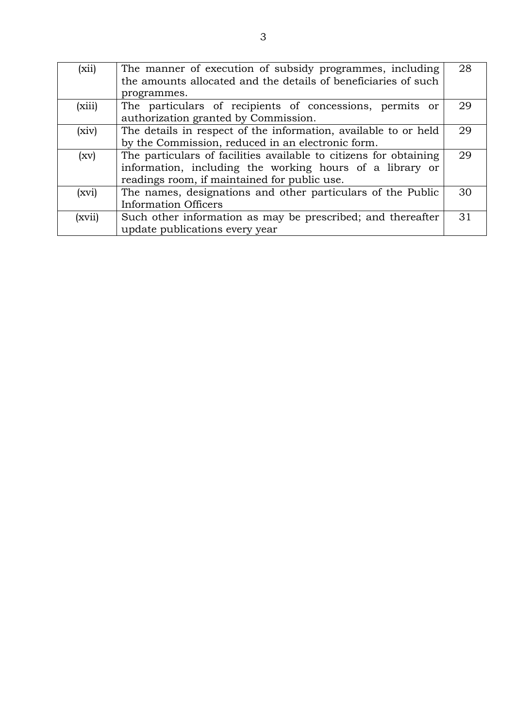| | | |
|---|---|---|
| (xii) | The manner of execution of subsidy programmes, including the amounts allocated and the details of beneficiaries of such programmes. | 28 |
| (xiii) | The particulars of recipients of concessions, permits or authorization granted by Commission. | 29 |
| (xiv) | The details in respect of the information, available to or held by the Commission, reduced in an electronic form. | 29 |
| (xv) | The particulars of facilities available to citizens for obtaining information, including the working hours of a library or readings room, if maintained for public use. | 29 |
| (xvi) | The names, designations and other particulars of the Public Information Officers | 30 |
| (xvii) | Such other information as may be prescribed; and thereafter update publications every year | 31 |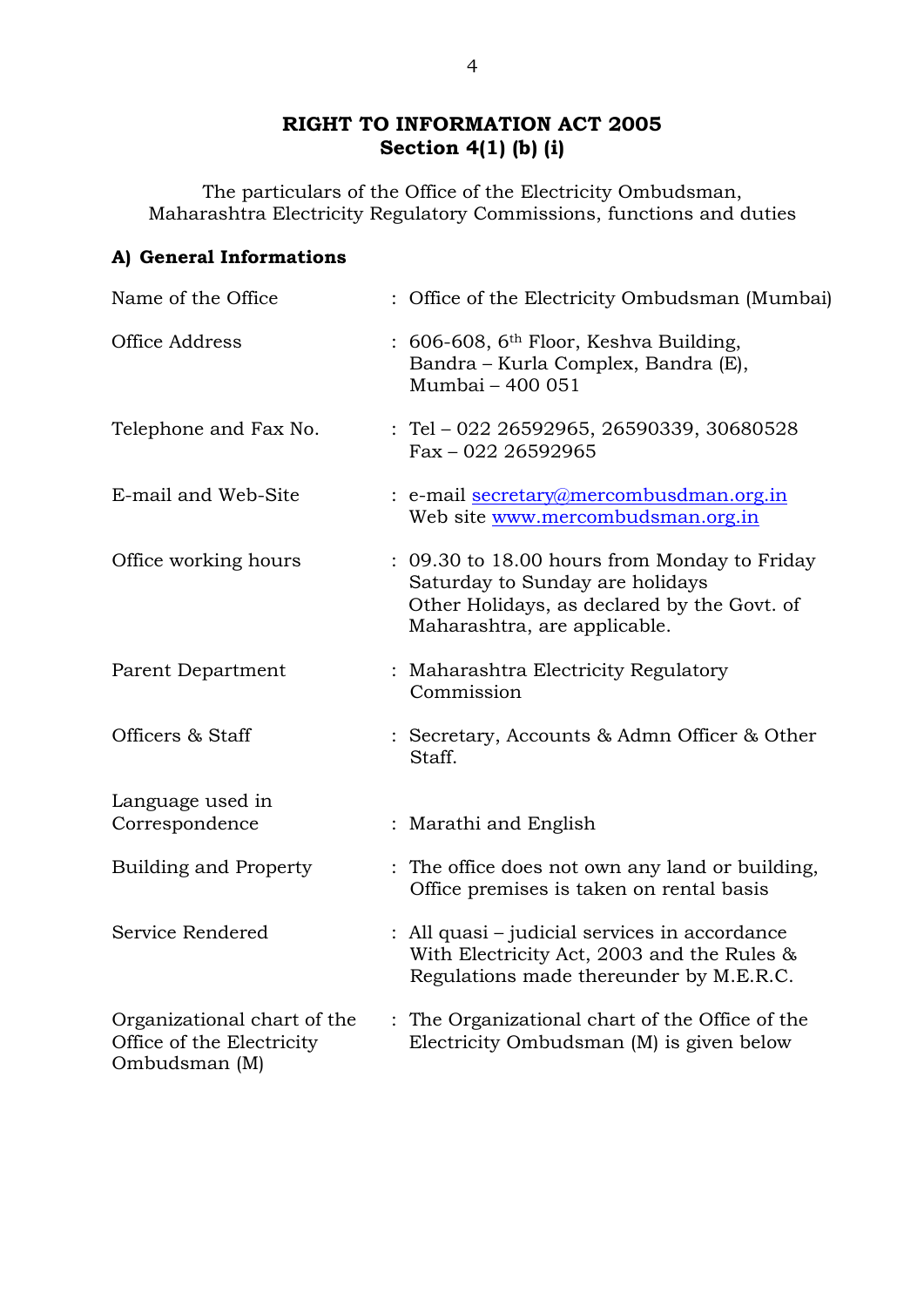# RIGHT TO INFORMATION ACT 2005
## Section 4(1) (b) (i)

The particulars of the Office of the Electricity Ombudsman, Maharashtra Electricity Regulatory Commissions, functions and duties

### A) General Informations

| | | |
|---|---|---|
| Name of the Office | : | Office of the Electricity Ombudsman (Mumbai) |
| Office Address | : | 606-608, 6th Floor, Keshva Building, Bandra – Kurla Complex, Bandra (E), Mumbai – 400 051 |
| Telephone and Fax No. | : | Tel – 022 26592965, 26590339, 30680528<br>Fax – 022 26592965 |
| E-mail and Web-Site | : | e-mail secretary@mercombusdman.org.in<br>Web site www.mercombudsman.org.in |
| Office working hours | : | 09.30 to 18.00 hours from Monday to Friday<br>Saturday to Sunday are holidays<br>Other Holidays, as declared by the Govt. of Maharashtra, are applicable. |
| Parent Department | : | Maharashtra Electricity Regulatory Commission |
| Officers & Staff | : | Secretary, Accounts & Admn Officer & Other Staff. |
| Language used in Correspondence | : | Marathi and English |
| Building and Property | : | The office does not own any land or building, Office premises is taken on rental basis |
| Service Rendered | : | All quasi – judicial services in accordance With Electricity Act, 2003 and the Rules & Regulations made thereunder by M.E.R.C. |
| Organizational chart of the Office of the Electricity Ombudsman (M) | : | The Organizational chart of the Office of the Electricity Ombudsman (M) is given below |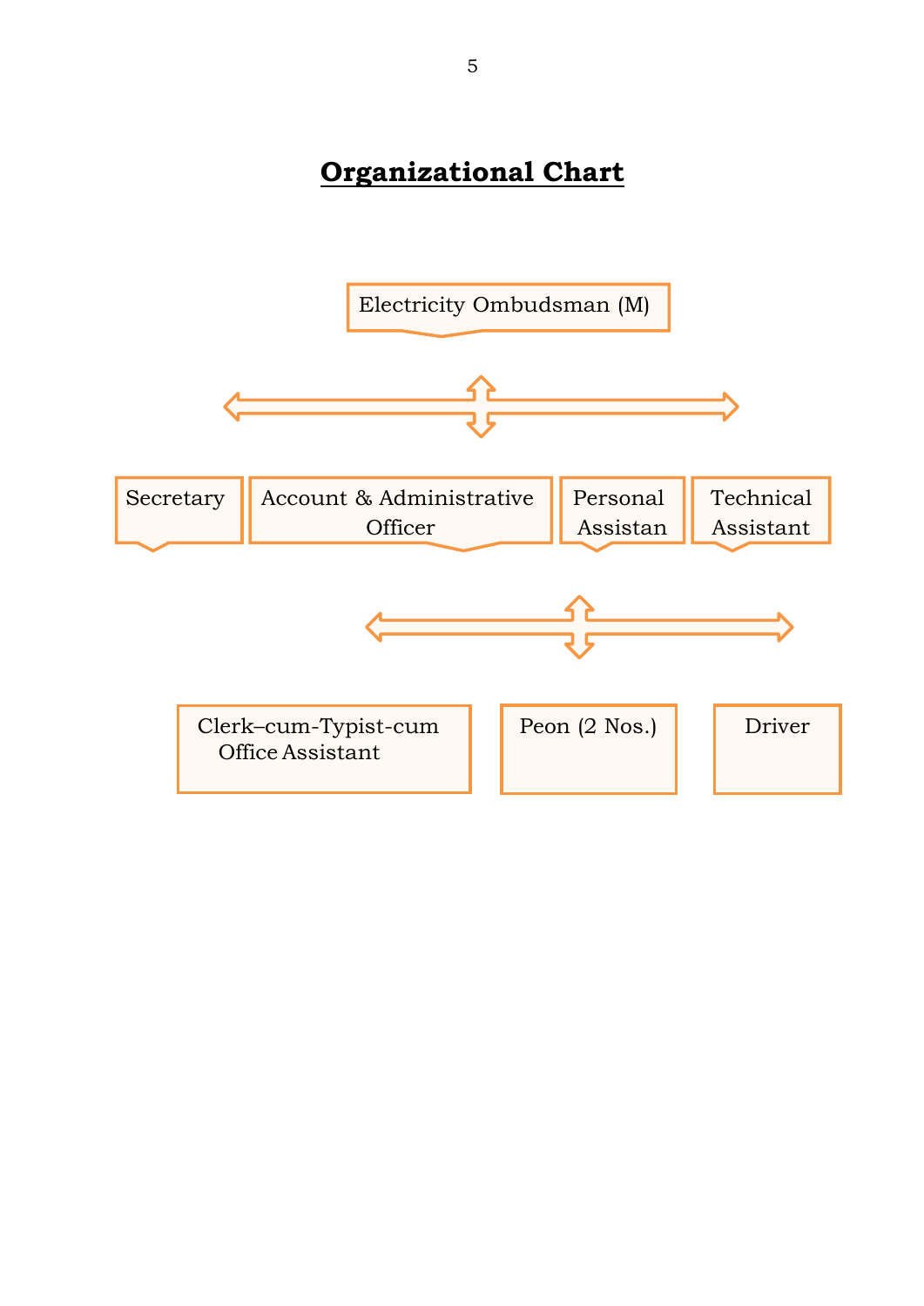# Organizational Chart

Electricity Ombudsman (M)

Secretary | Account & Administrative Officer | Personal Assistan | Technical Assistant

Clerk–cum-Typist-cum Office Assistant | Peon (2 Nos.) | Driver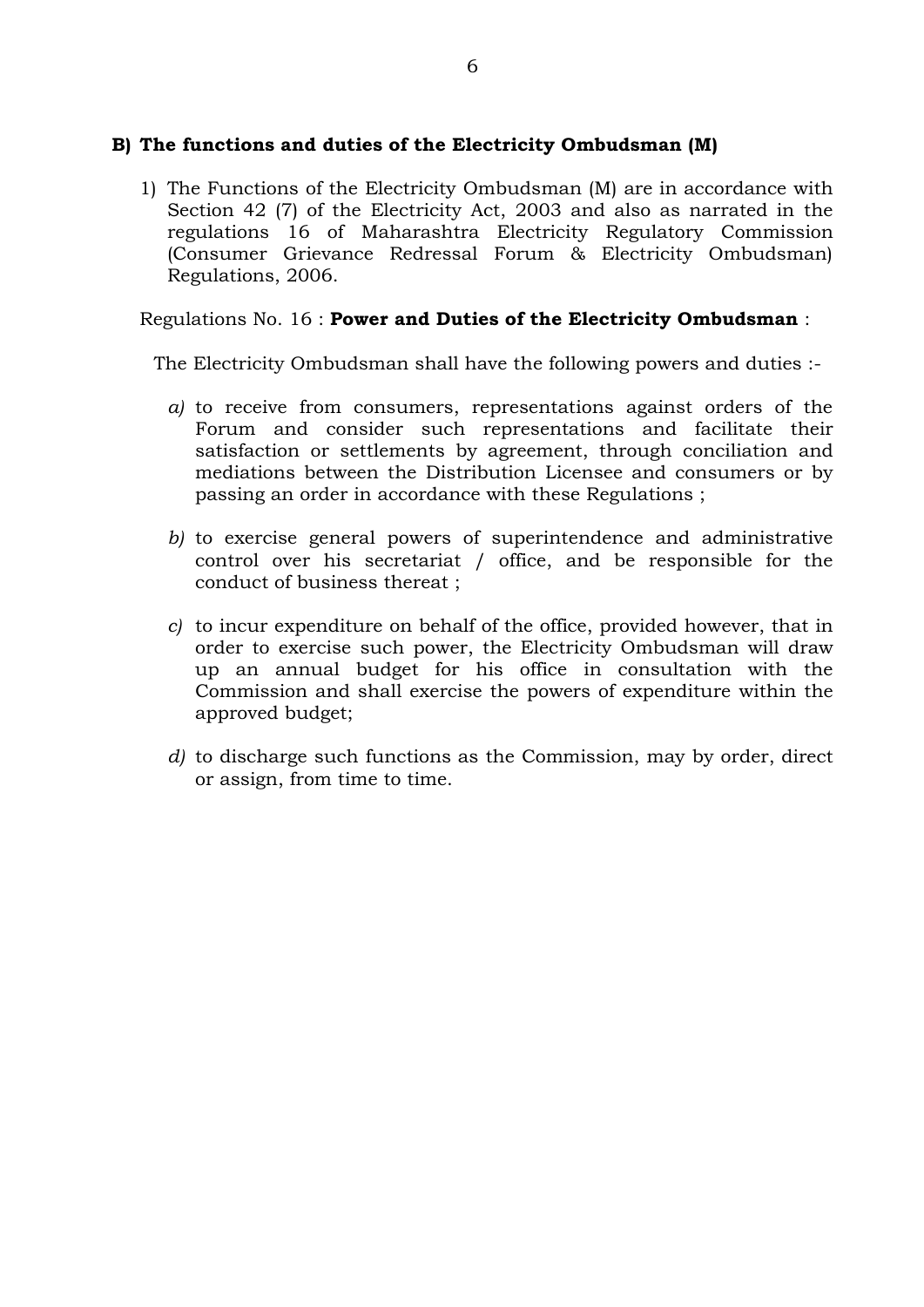**B) The functions and duties of the Electricity Ombudsman (M)**

1) The Functions of the Electricity Ombudsman (M) are in accordance with Section 42 (7) of the Electricity Act, 2003 and also as narrated in the regulations 16 of Maharashtra Electricity Regulatory Commission (Consumer Grievance Redressal Forum & Electricity Ombudsman) Regulations, 2006.

Regulations No. 16 : **Power and Duties of the Electricity Ombudsman** :

The Electricity Ombudsman shall have the following powers and duties :-

*a)* to receive from consumers, representations against orders of the Forum and consider such representations and facilitate their satisfaction or settlements by agreement, through conciliation and mediations between the Distribution Licensee and consumers or by passing an order in accordance with these Regulations ;

*b)* to exercise general powers of superintendence and administrative control over his secretariat / office, and be responsible for the conduct of business thereat ;

*c)* to incur expenditure on behalf of the office, provided however, that in order to exercise such power, the Electricity Ombudsman will draw up an annual budget for his office in consultation with the Commission and shall exercise the powers of expenditure within the approved budget;

*d)* to discharge such functions as the Commission, may by order, direct or assign, from time to time.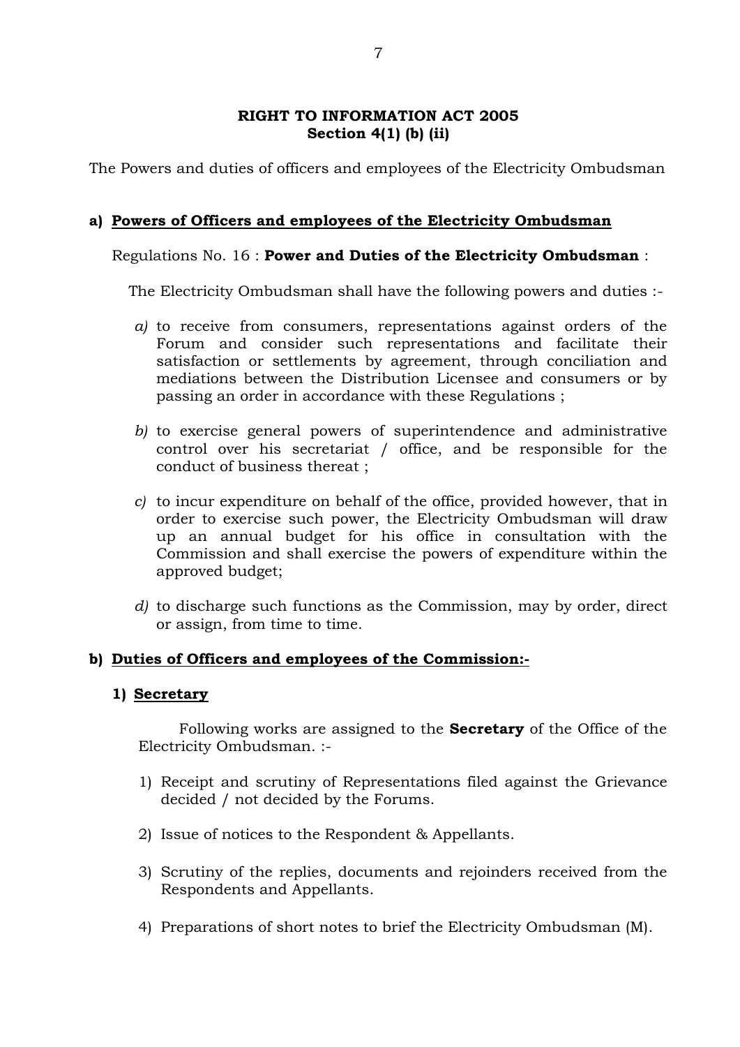**RIGHT TO INFORMATION ACT 2005**
**Section 4(1) (b) (ii)**

The Powers and duties of officers and employees of the Electricity Ombudsman

**a) Powers of Officers and employees of the Electricity Ombudsman**

Regulations No. 16 : **Power and Duties of the Electricity Ombudsman** :

The Electricity Ombudsman shall have the following powers and duties :-

*a)* to receive from consumers, representations against orders of the Forum and consider such representations and facilitate their satisfaction or settlements by agreement, through conciliation and mediations between the Distribution Licensee and consumers or by passing an order in accordance with these Regulations ;

*b)* to exercise general powers of superintendence and administrative control over his secretariat / office, and be responsible for the conduct of business thereat ;

*c)* to incur expenditure on behalf of the office, provided however, that in order to exercise such power, the Electricity Ombudsman will draw up an annual budget for his office in consultation with the Commission and shall exercise the powers of expenditure within the approved budget;

*d)* to discharge such functions as the Commission, may by order, direct or assign, from time to time.

**b) Duties of Officers and employees of the Commission:-**

**1) Secretary**

Following works are assigned to the **Secretary** of the Office of the Electricity Ombudsman. :-

1) Receipt and scrutiny of Representations filed against the Grievance decided / not decided by the Forums.

2) Issue of notices to the Respondent & Appellants.

3) Scrutiny of the replies, documents and rejoinders received from the Respondents and Appellants.

4) Preparations of short notes to brief the Electricity Ombudsman (M).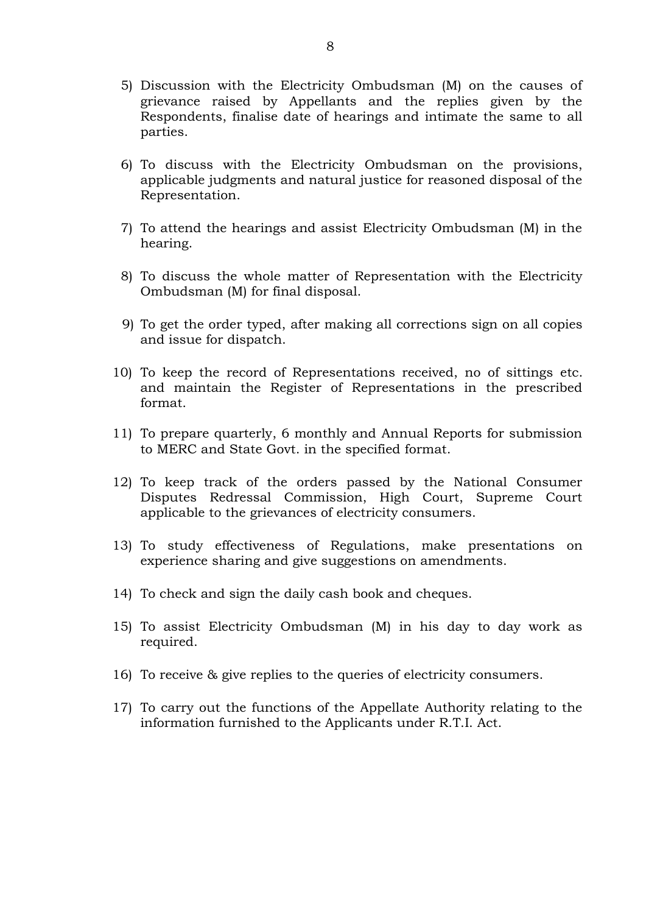5) Discussion with the Electricity Ombudsman (M) on the causes of grievance raised by Appellants and the replies given by the Respondents, finalise date of hearings and intimate the same to all parties.

6) To discuss with the Electricity Ombudsman on the provisions, applicable judgments and natural justice for reasoned disposal of the Representation.

7) To attend the hearings and assist Electricity Ombudsman (M) in the hearing.

8) To discuss the whole matter of Representation with the Electricity Ombudsman (M) for final disposal.

9) To get the order typed, after making all corrections sign on all copies and issue for dispatch.

10) To keep the record of Representations received, no of sittings etc. and maintain the Register of Representations in the prescribed format.

11) To prepare quarterly, 6 monthly and Annual Reports for submission to MERC and State Govt. in the specified format.

12) To keep track of the orders passed by the National Consumer Disputes Redressal Commission, High Court, Supreme Court applicable to the grievances of electricity consumers.

13) To study effectiveness of Regulations, make presentations on experience sharing and give suggestions on amendments.

14) To check and sign the daily cash book and cheques.

15) To assist Electricity Ombudsman (M) in his day to day work as required.

16) To receive & give replies to the queries of electricity consumers.

17) To carry out the functions of the Appellate Authority relating to the information furnished to the Applicants under R.T.I. Act.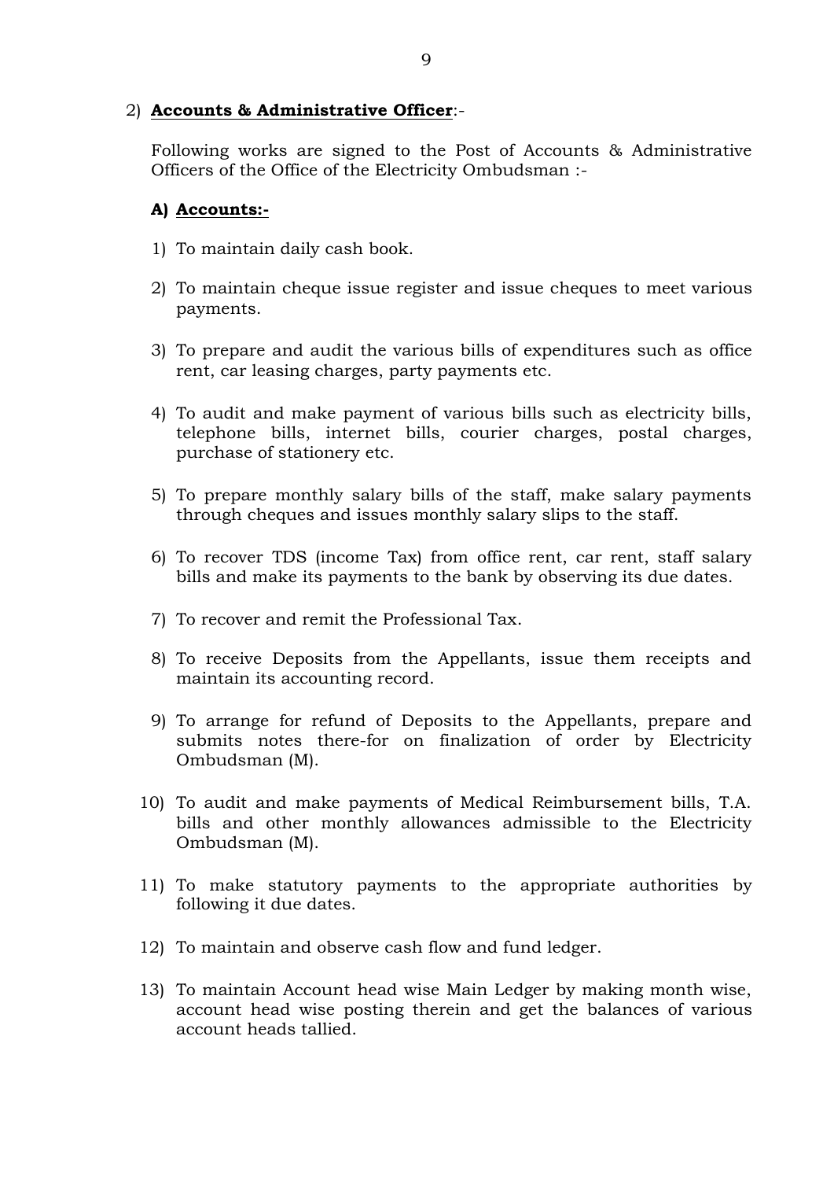2) **Accounts & Administrative Officer**:-

Following works are signed to the Post of Accounts & Administrative Officers of the Office of the Electricity Ombudsman :-

**A) Accounts:-**

1) To maintain daily cash book.
2) To maintain cheque issue register and issue cheques to meet various payments.
3) To prepare and audit the various bills of expenditures such as office rent, car leasing charges, party payments etc.
4) To audit and make payment of various bills such as electricity bills, telephone bills, internet bills, courier charges, postal charges, purchase of stationery etc.
5) To prepare monthly salary bills of the staff, make salary payments through cheques and issues monthly salary slips to the staff.
6) To recover TDS (income Tax) from office rent, car rent, staff salary bills and make its payments to the bank by observing its due dates.
7) To recover and remit the Professional Tax.
8) To receive Deposits from the Appellants, issue them receipts and maintain its accounting record.
9) To arrange for refund of Deposits to the Appellants, prepare and submits notes there-for on finalization of order by Electricity Ombudsman (M).
10) To audit and make payments of Medical Reimbursement bills, T.A. bills and other monthly allowances admissible to the Electricity Ombudsman (M).
11) To make statutory payments to the appropriate authorities by following it due dates.
12) To maintain and observe cash flow and fund ledger.
13) To maintain Account head wise Main Ledger by making month wise, account head wise posting therein and get the balances of various account heads tallied.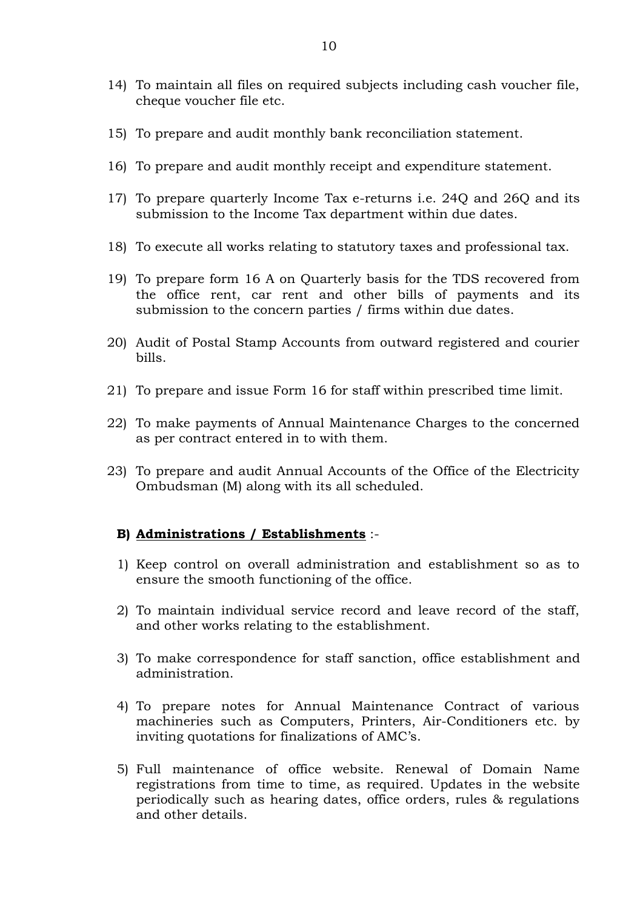14) To maintain all files on required subjects including cash voucher file, cheque voucher file etc.

15) To prepare and audit monthly bank reconciliation statement.

16) To prepare and audit monthly receipt and expenditure statement.

17) To prepare quarterly Income Tax e-returns i.e. 24Q and 26Q and its submission to the Income Tax department within due dates.

18) To execute all works relating to statutory taxes and professional tax.

19) To prepare form 16 A on Quarterly basis for the TDS recovered from the office rent, car rent and other bills of payments and its submission to the concern parties / firms within due dates.

20) Audit of Postal Stamp Accounts from outward registered and courier bills.

21) To prepare and issue Form 16 for staff within prescribed time limit.

22) To make payments of Annual Maintenance Charges to the concerned as per contract entered in to with them.

23) To prepare and audit Annual Accounts of the Office of the Electricity Ombudsman (M) along with its all scheduled.

**B) <u>Administrations / Establishments</u>** :-

1) Keep control on overall administration and establishment so as to ensure the smooth functioning of the office.

2) To maintain individual service record and leave record of the staff, and other works relating to the establishment.

3) To make correspondence for staff sanction, office establishment and administration.

4) To prepare notes for Annual Maintenance Contract of various machineries such as Computers, Printers, Air-Conditioners etc. by inviting quotations for finalizations of AMC's.

5) Full maintenance of office website. Renewal of Domain Name registrations from time to time, as required. Updates in the website periodically such as hearing dates, office orders, rules & regulations and other details.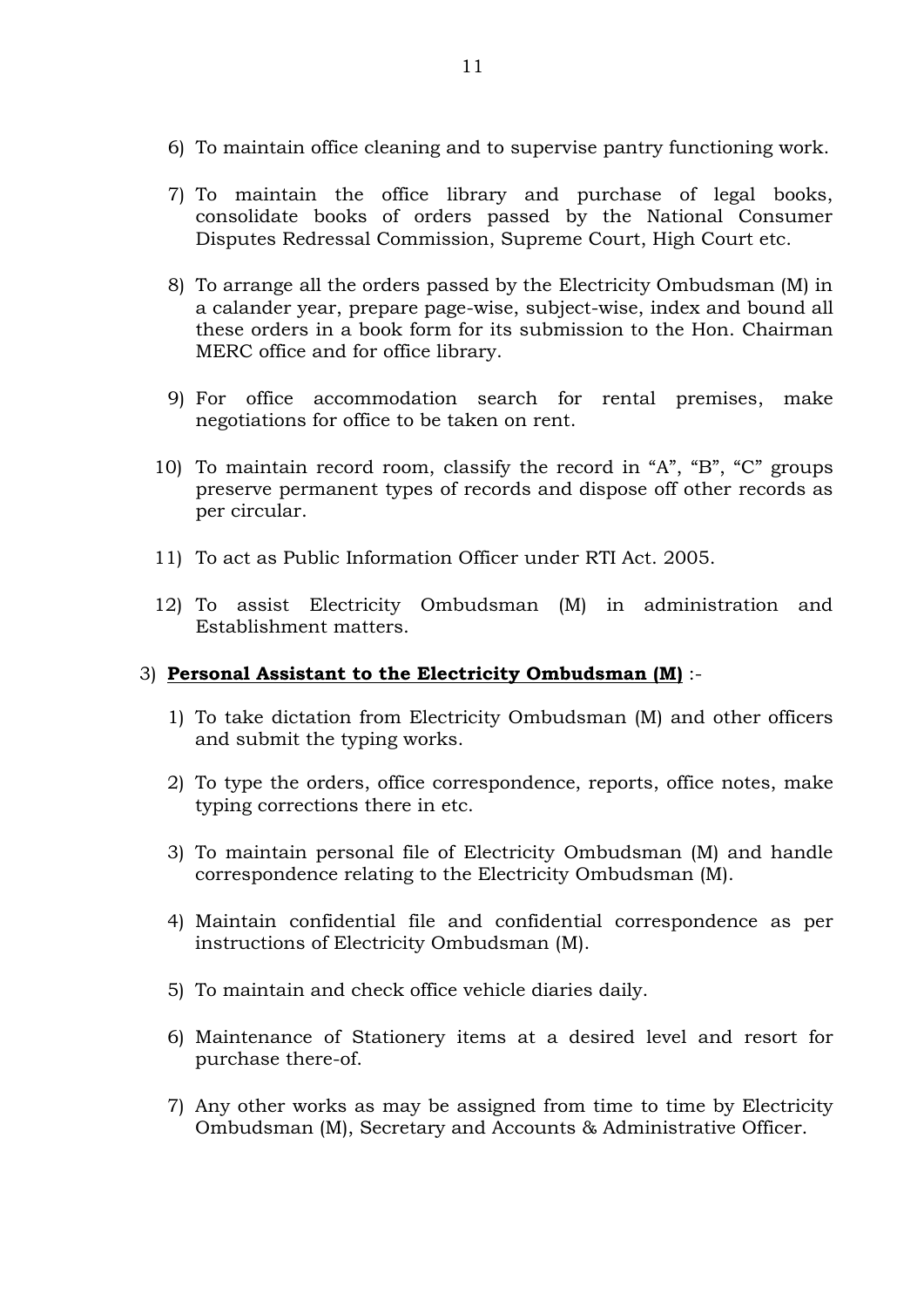6) To maintain office cleaning and to supervise pantry functioning work.

7) To maintain the office library and purchase of legal books, consolidate books of orders passed by the National Consumer Disputes Redressal Commission, Supreme Court, High Court etc.

8) To arrange all the orders passed by the Electricity Ombudsman (M) in a calander year, prepare page-wise, subject-wise, index and bound all these orders in a book form for its submission to the Hon. Chairman MERC office and for office library.

9) For office accommodation search for rental premises, make negotiations for office to be taken on rent.

10) To maintain record room, classify the record in "A", "B", "C" groups preserve permanent types of records and dispose off other records as per circular.

11) To act as Public Information Officer under RTI Act. 2005.

12) To assist Electricity Ombudsman (M) in administration and Establishment matters.

3) **Personal Assistant to the Electricity Ombudsman (M)** :-

1) To take dictation from Electricity Ombudsman (M) and other officers and submit the typing works.

2) To type the orders, office correspondence, reports, office notes, make typing corrections there in etc.

3) To maintain personal file of Electricity Ombudsman (M) and handle correspondence relating to the Electricity Ombudsman (M).

4) Maintain confidential file and confidential correspondence as per instructions of Electricity Ombudsman (M).

5) To maintain and check office vehicle diaries daily.

6) Maintenance of Stationery items at a desired level and resort for purchase there-of.

7) Any other works as may be assigned from time to time by Electricity Ombudsman (M), Secretary and Accounts & Administrative Officer.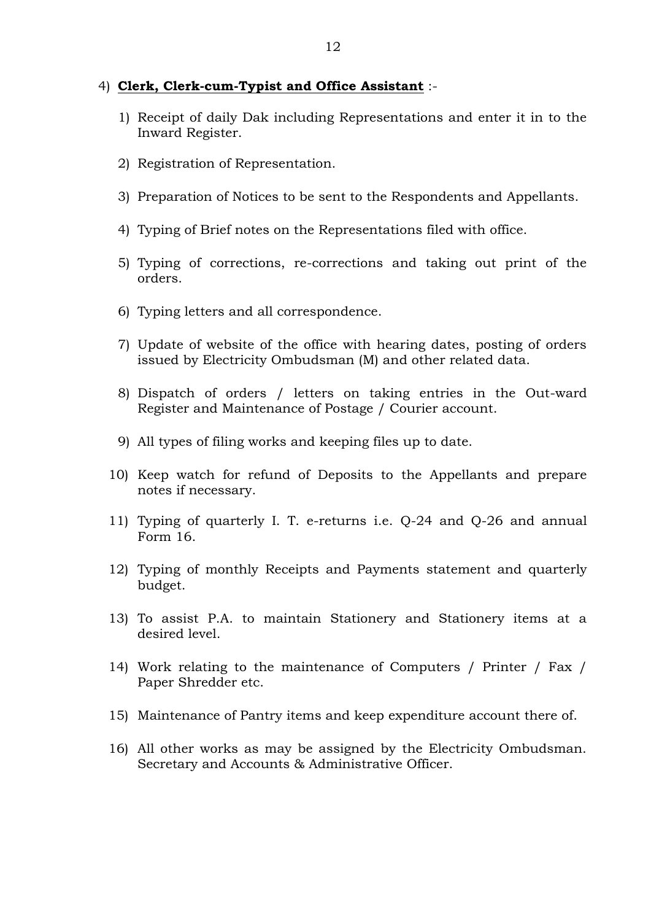4) **<u>Clerk, Clerk-cum-Typist and Office Assistant</u>** :-

1) Receipt of daily Dak including Representations and enter it in to the Inward Register.

2) Registration of Representation.

3) Preparation of Notices to be sent to the Respondents and Appellants.

4) Typing of Brief notes on the Representations filed with office.

5) Typing of corrections, re-corrections and taking out print of the orders.

6) Typing letters and all correspondence.

7) Update of website of the office with hearing dates, posting of orders issued by Electricity Ombudsman (M) and other related data.

8) Dispatch of orders / letters on taking entries in the Out-ward Register and Maintenance of Postage / Courier account.

9) All types of filing works and keeping files up to date.

10) Keep watch for refund of Deposits to the Appellants and prepare notes if necessary.

11) Typing of quarterly I. T. e-returns i.e. Q-24 and Q-26 and annual Form 16.

12) Typing of monthly Receipts and Payments statement and quarterly budget.

13) To assist P.A. to maintain Stationery and Stationery items at a desired level.

14) Work relating to the maintenance of Computers / Printer / Fax / Paper Shredder etc.

15) Maintenance of Pantry items and keep expenditure account there of.

16) All other works as may be assigned by the Electricity Ombudsman. Secretary and Accounts & Administrative Officer.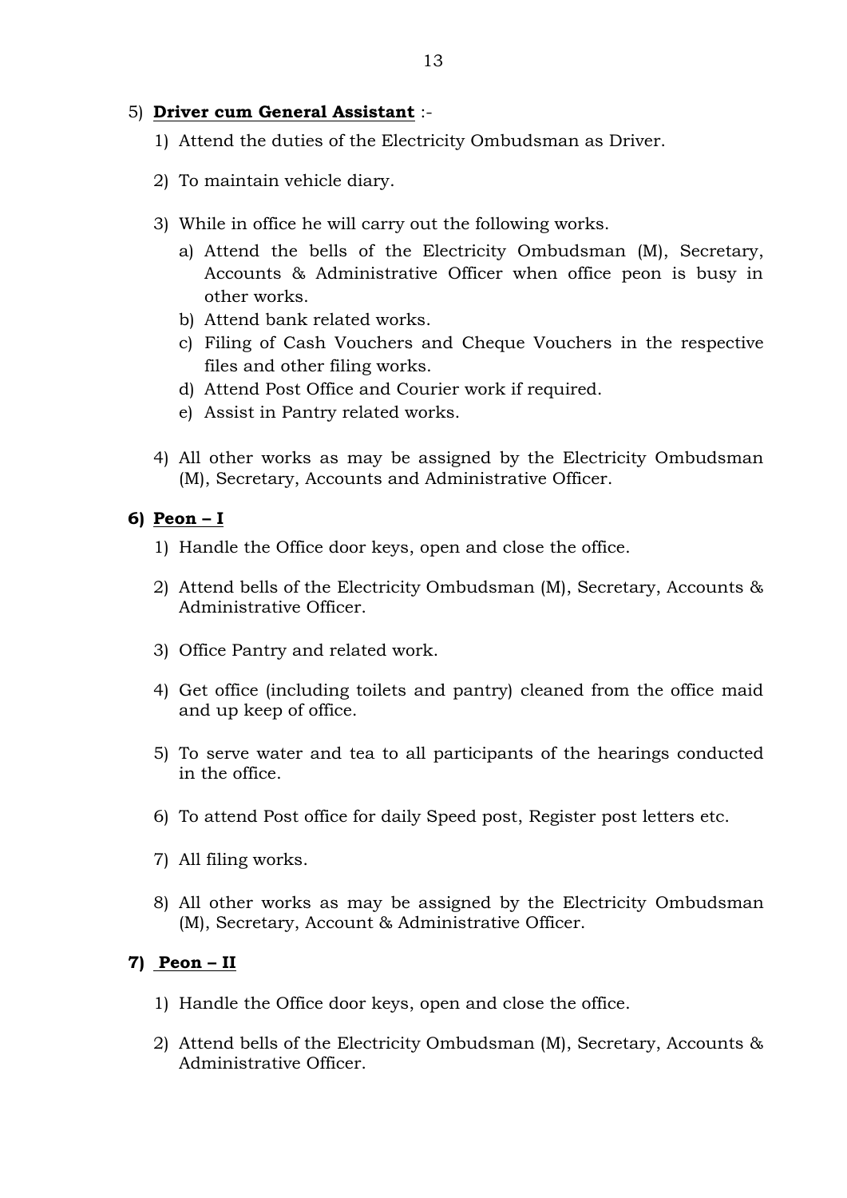5) **Driver cum General Assistant** :-

1) Attend the duties of the Electricity Ombudsman as Driver.

2) To maintain vehicle diary.

3) While in office he will carry out the following works.
   a) Attend the bells of the Electricity Ombudsman (M), Secretary, Accounts & Administrative Officer when office peon is busy in other works.
   b) Attend bank related works.
   c) Filing of Cash Vouchers and Cheque Vouchers in the respective files and other filing works.
   d) Attend Post Office and Courier work if required.
   e) Assist in Pantry related works.

4) All other works as may be assigned by the Electricity Ombudsman (M), Secretary, Accounts and Administrative Officer.

**6) Peon – I**

1) Handle the Office door keys, open and close the office.

2) Attend bells of the Electricity Ombudsman (M), Secretary, Accounts & Administrative Officer.

3) Office Pantry and related work.

4) Get office (including toilets and pantry) cleaned from the office maid and up keep of office.

5) To serve water and tea to all participants of the hearings conducted in the office.

6) To attend Post office for daily Speed post, Register post letters etc.

7) All filing works.

8) All other works as may be assigned by the Electricity Ombudsman (M), Secretary, Account & Administrative Officer.

**7) Peon – II**

1) Handle the Office door keys, open and close the office.

2) Attend bells of the Electricity Ombudsman (M), Secretary, Accounts & Administrative Officer.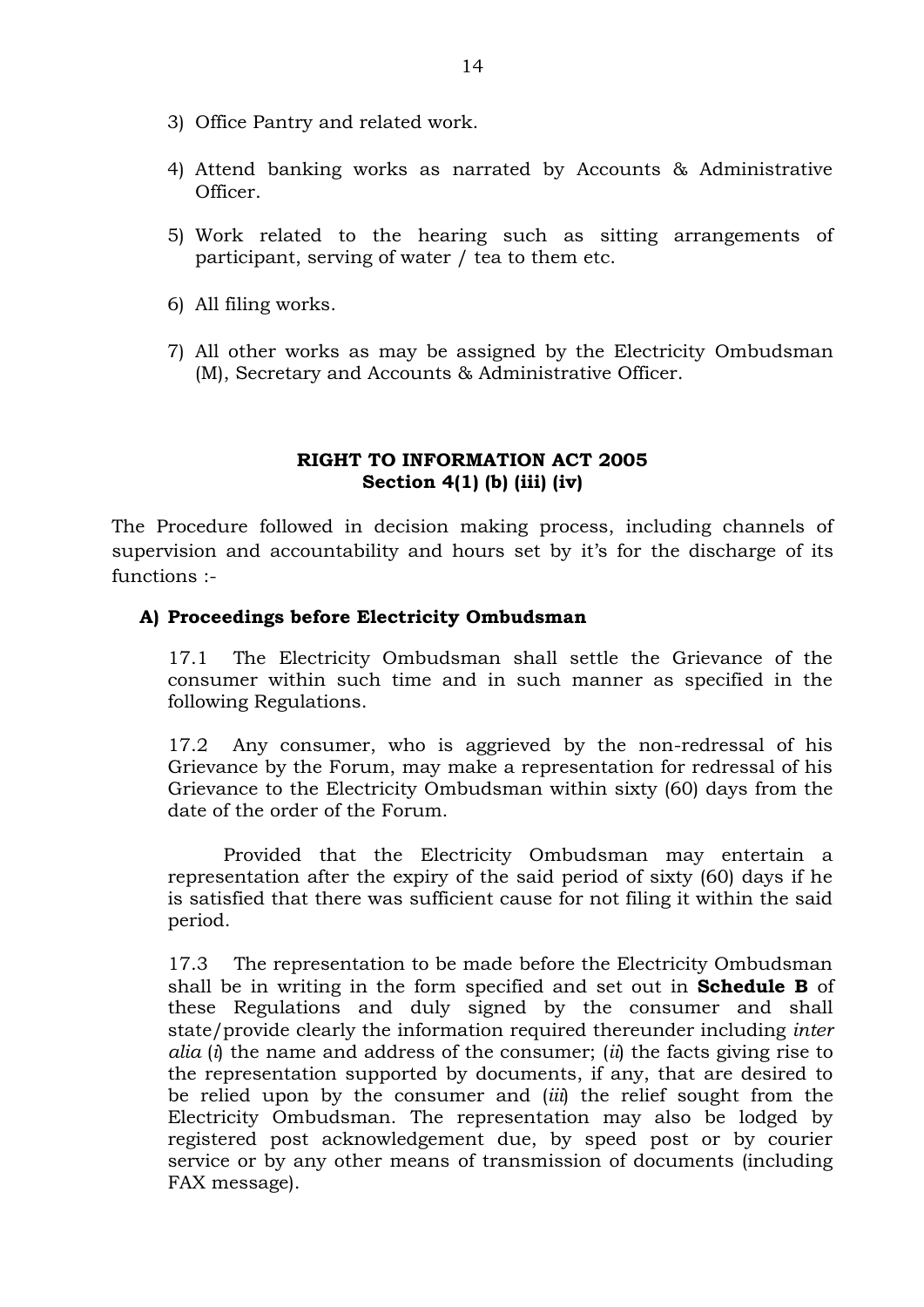3) Office Pantry and related work.

4) Attend banking works as narrated by Accounts & Administrative Officer.

5) Work related to the hearing such as sitting arrangements of participant, serving of water / tea to them etc.

6) All filing works.

7) All other works as may be assigned by the Electricity Ombudsman (M), Secretary and Accounts & Administrative Officer.

**RIGHT TO INFORMATION ACT 2005**
**Section 4(1) (b) (iii) (iv)**

The Procedure followed in decision making process, including channels of supervision and accountability and hours set by it's for the discharge of its functions :-

**A) Proceedings before Electricity Ombudsman**

17.1 The Electricity Ombudsman shall settle the Grievance of the consumer within such time and in such manner as specified in the following Regulations.

17.2 Any consumer, who is aggrieved by the non-redressal of his Grievance by the Forum, may make a representation for redressal of his Grievance to the Electricity Ombudsman within sixty (60) days from the date of the order of the Forum.

Provided that the Electricity Ombudsman may entertain a representation after the expiry of the said period of sixty (60) days if he is satisfied that there was sufficient cause for not filing it within the said period.

17.3 The representation to be made before the Electricity Ombudsman shall be in writing in the form specified and set out in **Schedule B** of these Regulations and duly signed by the consumer and shall state/provide clearly the information required thereunder including *inter alia* (*i*) the name and address of the consumer; (*ii*) the facts giving rise to the representation supported by documents, if any, that are desired to be relied upon by the consumer and (*iii*) the relief sought from the Electricity Ombudsman. The representation may also be lodged by registered post acknowledgement due, by speed post or by courier service or by any other means of transmission of documents (including FAX message).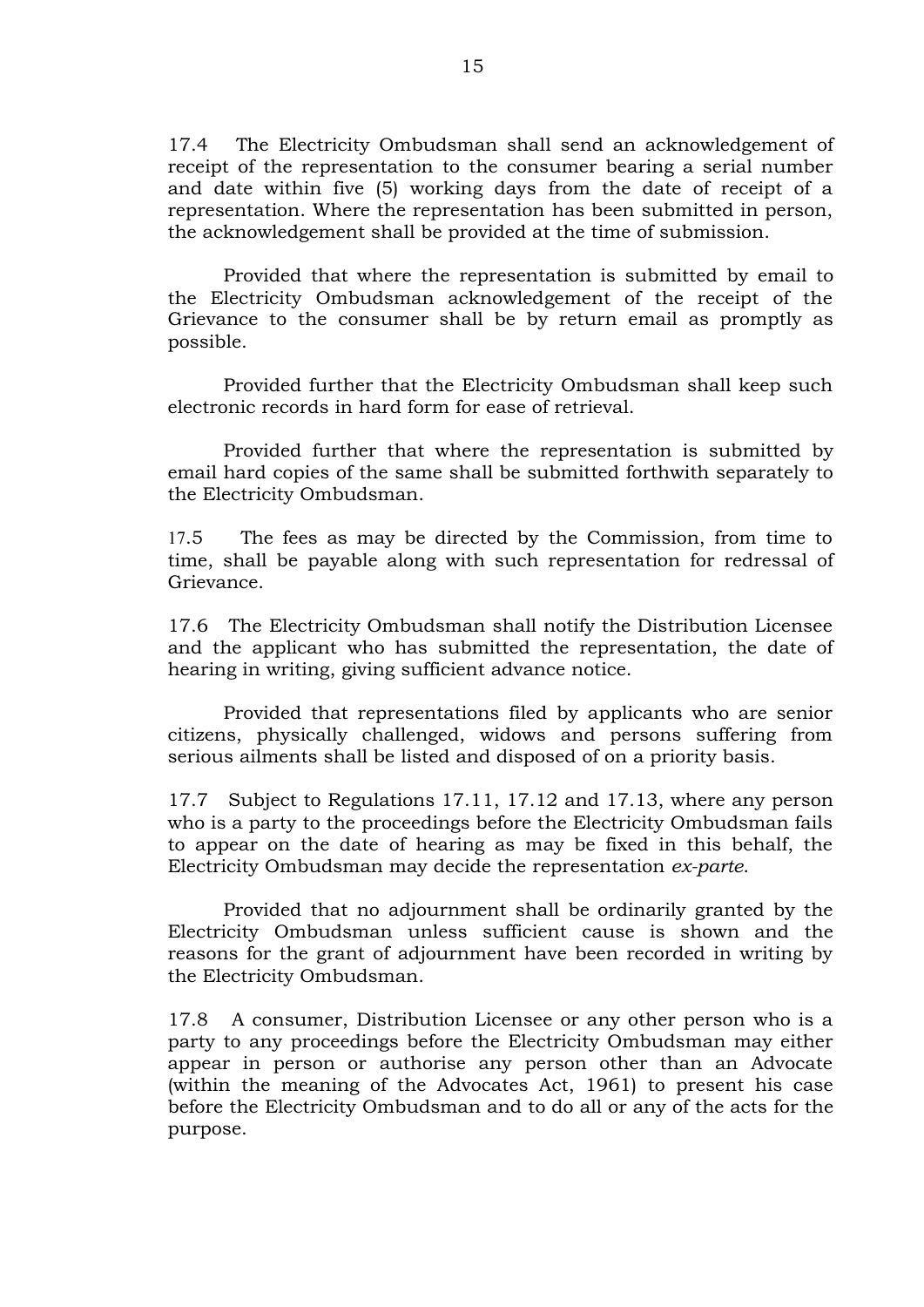17.4 The Electricity Ombudsman shall send an acknowledgement of receipt of the representation to the consumer bearing a serial number and date within five (5) working days from the date of receipt of a representation. Where the representation has been submitted in person, the acknowledgement shall be provided at the time of submission.

Provided that where the representation is submitted by email to the Electricity Ombudsman acknowledgement of the receipt of the Grievance to the consumer shall be by return email as promptly as possible.

Provided further that the Electricity Ombudsman shall keep such electronic records in hard form for ease of retrieval.

Provided further that where the representation is submitted by email hard copies of the same shall be submitted forthwith separately to the Electricity Ombudsman.

17.5 The fees as may be directed by the Commission, from time to time, shall be payable along with such representation for redressal of Grievance.

17.6 The Electricity Ombudsman shall notify the Distribution Licensee and the applicant who has submitted the representation, the date of hearing in writing, giving sufficient advance notice.

Provided that representations filed by applicants who are senior citizens, physically challenged, widows and persons suffering from serious ailments shall be listed and disposed of on a priority basis.

17.7 Subject to Regulations 17.11, 17.12 and 17.13, where any person who is a party to the proceedings before the Electricity Ombudsman fails to appear on the date of hearing as may be fixed in this behalf, the Electricity Ombudsman may decide the representation *ex-parte*.

Provided that no adjournment shall be ordinarily granted by the Electricity Ombudsman unless sufficient cause is shown and the reasons for the grant of adjournment have been recorded in writing by the Electricity Ombudsman.

17.8 A consumer, Distribution Licensee or any other person who is a party to any proceedings before the Electricity Ombudsman may either appear in person or authorise any person other than an Advocate (within the meaning of the Advocates Act, 1961) to present his case before the Electricity Ombudsman and to do all or any of the acts for the purpose.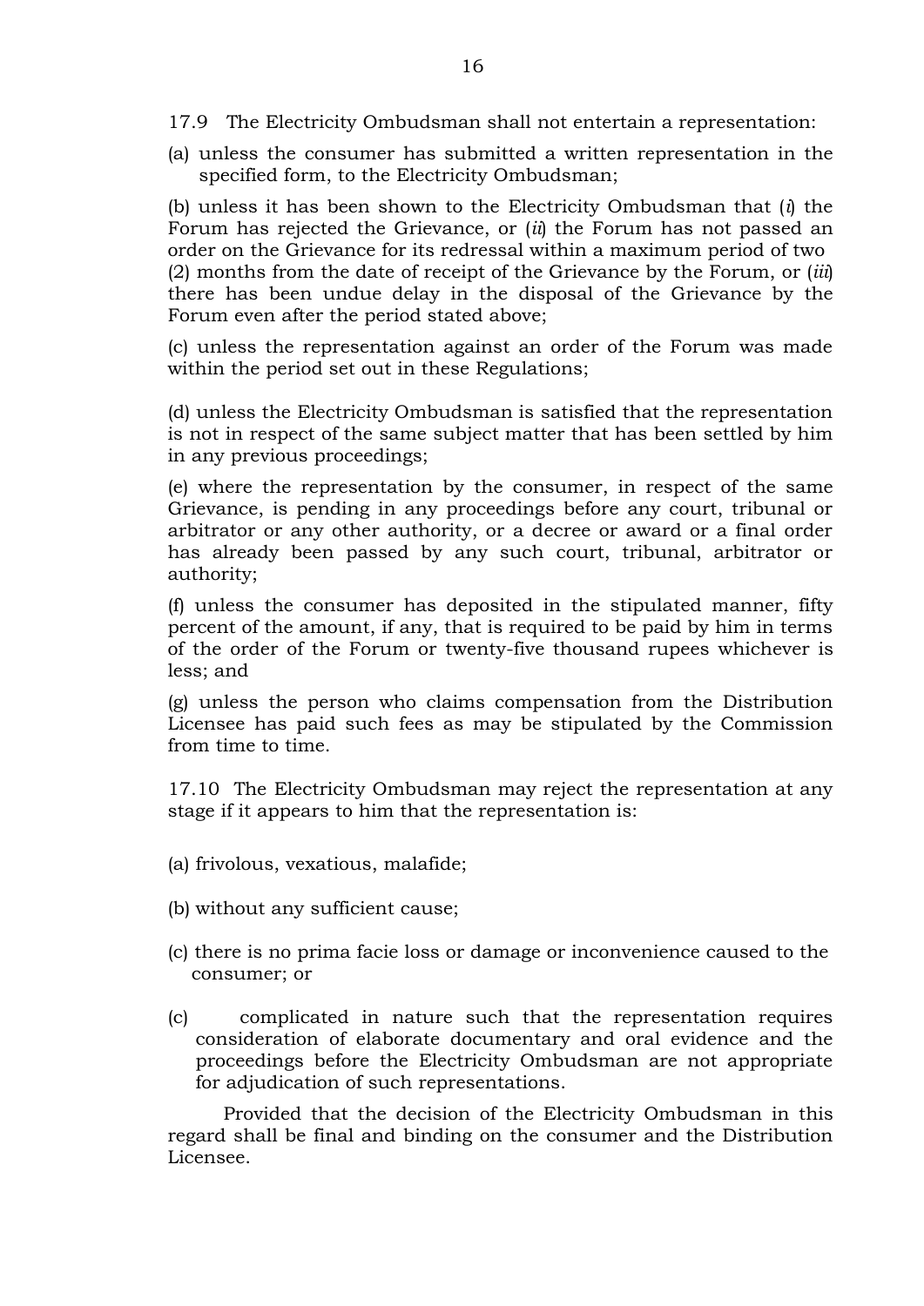17.9 The Electricity Ombudsman shall not entertain a representation:

(a) unless the consumer has submitted a written representation in the specified form, to the Electricity Ombudsman;

(b) unless it has been shown to the Electricity Ombudsman that (*i*) the Forum has rejected the Grievance, or (*ii*) the Forum has not passed an order on the Grievance for its redressal within a maximum period of two (2) months from the date of receipt of the Grievance by the Forum, or (*iii*) there has been undue delay in the disposal of the Grievance by the Forum even after the period stated above;

(c) unless the representation against an order of the Forum was made within the period set out in these Regulations;

(d) unless the Electricity Ombudsman is satisfied that the representation is not in respect of the same subject matter that has been settled by him in any previous proceedings;

(e) where the representation by the consumer, in respect of the same Grievance, is pending in any proceedings before any court, tribunal or arbitrator or any other authority, or a decree or award or a final order has already been passed by any such court, tribunal, arbitrator or authority;

(f) unless the consumer has deposited in the stipulated manner, fifty percent of the amount, if any, that is required to be paid by him in terms of the order of the Forum or twenty-five thousand rupees whichever is less; and

(g) unless the person who claims compensation from the Distribution Licensee has paid such fees as may be stipulated by the Commission from time to time.

17.10 The Electricity Ombudsman may reject the representation at any stage if it appears to him that the representation is:

(a) frivolous, vexatious, malafide;

(b) without any sufficient cause;

(c) there is no prima facie loss or damage or inconvenience caused to the consumer; or

(c) complicated in nature such that the representation requires consideration of elaborate documentary and oral evidence and the proceedings before the Electricity Ombudsman are not appropriate for adjudication of such representations.

Provided that the decision of the Electricity Ombudsman in this regard shall be final and binding on the consumer and the Distribution Licensee.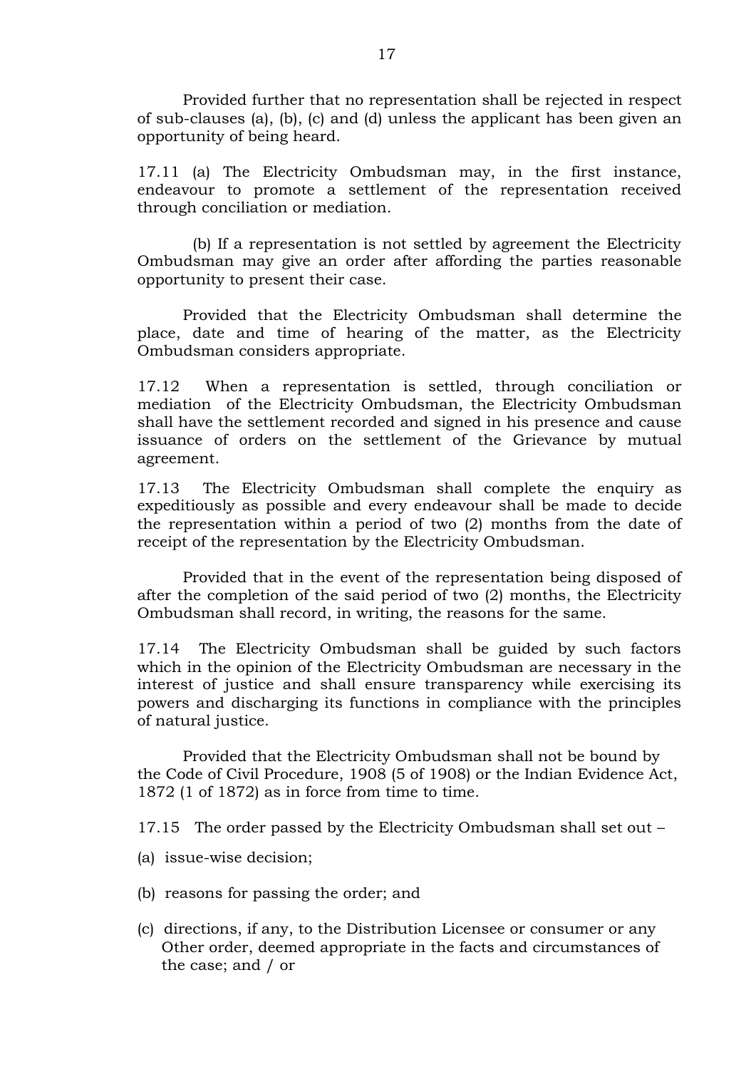Provided further that no representation shall be rejected in respect of sub-clauses (a), (b), (c) and (d) unless the applicant has been given an opportunity of being heard.

17.11 (a) The Electricity Ombudsman may, in the first instance, endeavour to promote a settlement of the representation received through conciliation or mediation.

(b) If a representation is not settled by agreement the Electricity Ombudsman may give an order after affording the parties reasonable opportunity to present their case.

Provided that the Electricity Ombudsman shall determine the place, date and time of hearing of the matter, as the Electricity Ombudsman considers appropriate.

17.12 When a representation is settled, through conciliation or mediation of the Electricity Ombudsman, the Electricity Ombudsman shall have the settlement recorded and signed in his presence and cause issuance of orders on the settlement of the Grievance by mutual agreement.

17.13 The Electricity Ombudsman shall complete the enquiry as expeditiously as possible and every endeavour shall be made to decide the representation within a period of two (2) months from the date of receipt of the representation by the Electricity Ombudsman.

Provided that in the event of the representation being disposed of after the completion of the said period of two (2) months, the Electricity Ombudsman shall record, in writing, the reasons for the same.

17.14 The Electricity Ombudsman shall be guided by such factors which in the opinion of the Electricity Ombudsman are necessary in the interest of justice and shall ensure transparency while exercising its powers and discharging its functions in compliance with the principles of natural justice.

Provided that the Electricity Ombudsman shall not be bound by the Code of Civil Procedure, 1908 (5 of 1908) or the Indian Evidence Act, 1872 (1 of 1872) as in force from time to time.

17.15 The order passed by the Electricity Ombudsman shall set out –

(a) issue-wise decision;

(b) reasons for passing the order; and

(c) directions, if any, to the Distribution Licensee or consumer or any Other order, deemed appropriate in the facts and circumstances of the case; and / or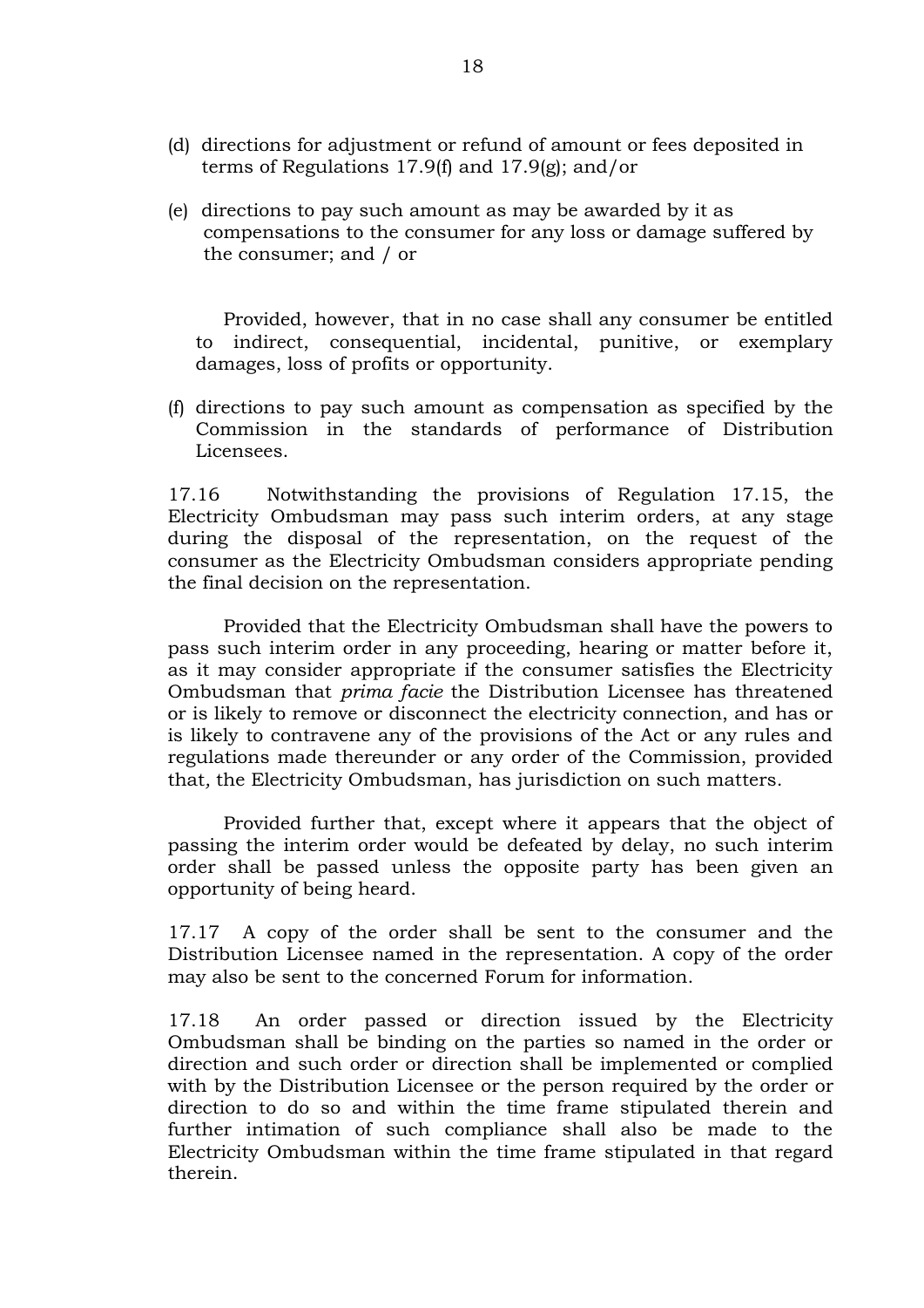(d) directions for adjustment or refund of amount or fees deposited in terms of Regulations 17.9(f) and 17.9(g); and/or

(e) directions to pay such amount as may be awarded by it as compensations to the consumer for any loss or damage suffered by the consumer; and / or

Provided, however, that in no case shall any consumer be entitled to indirect, consequential, incidental, punitive, or exemplary damages, loss of profits or opportunity.

(f) directions to pay such amount as compensation as specified by the Commission in the standards of performance of Distribution Licensees.

17.16 Notwithstanding the provisions of Regulation 17.15, the Electricity Ombudsman may pass such interim orders, at any stage during the disposal of the representation, on the request of the consumer as the Electricity Ombudsman considers appropriate pending the final decision on the representation.

Provided that the Electricity Ombudsman shall have the powers to pass such interim order in any proceeding, hearing or matter before it, as it may consider appropriate if the consumer satisfies the Electricity Ombudsman that *prima facie* the Distribution Licensee has threatened or is likely to remove or disconnect the electricity connection, and has or is likely to contravene any of the provisions of the Act or any rules and regulations made thereunder or any order of the Commission, provided that, the Electricity Ombudsman, has jurisdiction on such matters.

Provided further that, except where it appears that the object of passing the interim order would be defeated by delay, no such interim order shall be passed unless the opposite party has been given an opportunity of being heard.

17.17 A copy of the order shall be sent to the consumer and the Distribution Licensee named in the representation. A copy of the order may also be sent to the concerned Forum for information.

17.18 An order passed or direction issued by the Electricity Ombudsman shall be binding on the parties so named in the order or direction and such order or direction shall be implemented or complied with by the Distribution Licensee or the person required by the order or direction to do so and within the time frame stipulated therein and further intimation of such compliance shall also be made to the Electricity Ombudsman within the time frame stipulated in that regard therein.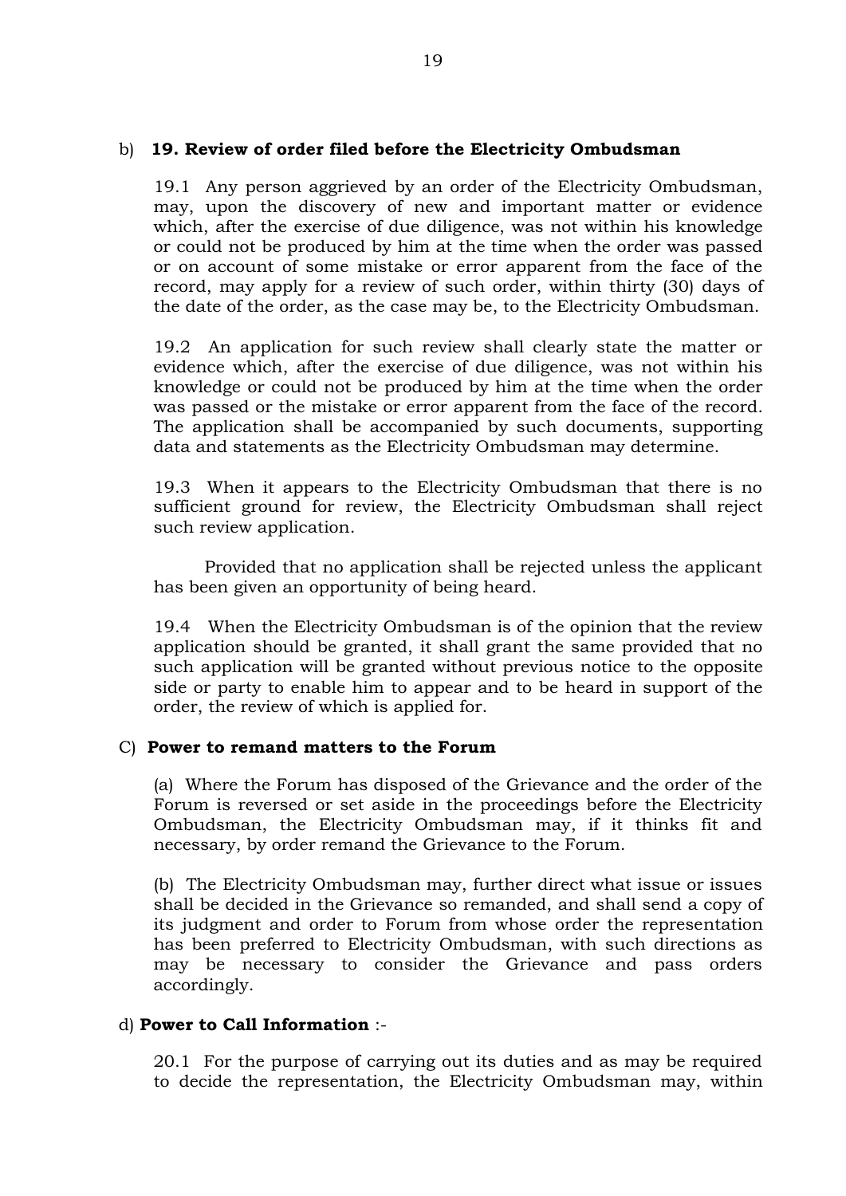b) **19. Review of order filed before the Electricity Ombudsman**

19.1 Any person aggrieved by an order of the Electricity Ombudsman, may, upon the discovery of new and important matter or evidence which, after the exercise of due diligence, was not within his knowledge or could not be produced by him at the time when the order was passed or on account of some mistake or error apparent from the face of the record, may apply for a review of such order, within thirty (30) days of the date of the order, as the case may be, to the Electricity Ombudsman.

19.2 An application for such review shall clearly state the matter or evidence which, after the exercise of due diligence, was not within his knowledge or could not be produced by him at the time when the order was passed or the mistake or error apparent from the face of the record. The application shall be accompanied by such documents, supporting data and statements as the Electricity Ombudsman may determine.

19.3 When it appears to the Electricity Ombudsman that there is no sufficient ground for review, the Electricity Ombudsman shall reject such review application.

Provided that no application shall be rejected unless the applicant has been given an opportunity of being heard.

19.4 When the Electricity Ombudsman is of the opinion that the review application should be granted, it shall grant the same provided that no such application will be granted without previous notice to the opposite side or party to enable him to appear and to be heard in support of the order, the review of which is applied for.

C) **Power to remand matters to the Forum**

(a) Where the Forum has disposed of the Grievance and the order of the Forum is reversed or set aside in the proceedings before the Electricity Ombudsman, the Electricity Ombudsman may, if it thinks fit and necessary, by order remand the Grievance to the Forum.

(b) The Electricity Ombudsman may, further direct what issue or issues shall be decided in the Grievance so remanded, and shall send a copy of its judgment and order to Forum from whose order the representation has been preferred to Electricity Ombudsman, with such directions as may be necessary to consider the Grievance and pass orders accordingly.

d) **Power to Call Information** :-

20.1 For the purpose of carrying out its duties and as may be required to decide the representation, the Electricity Ombudsman may, within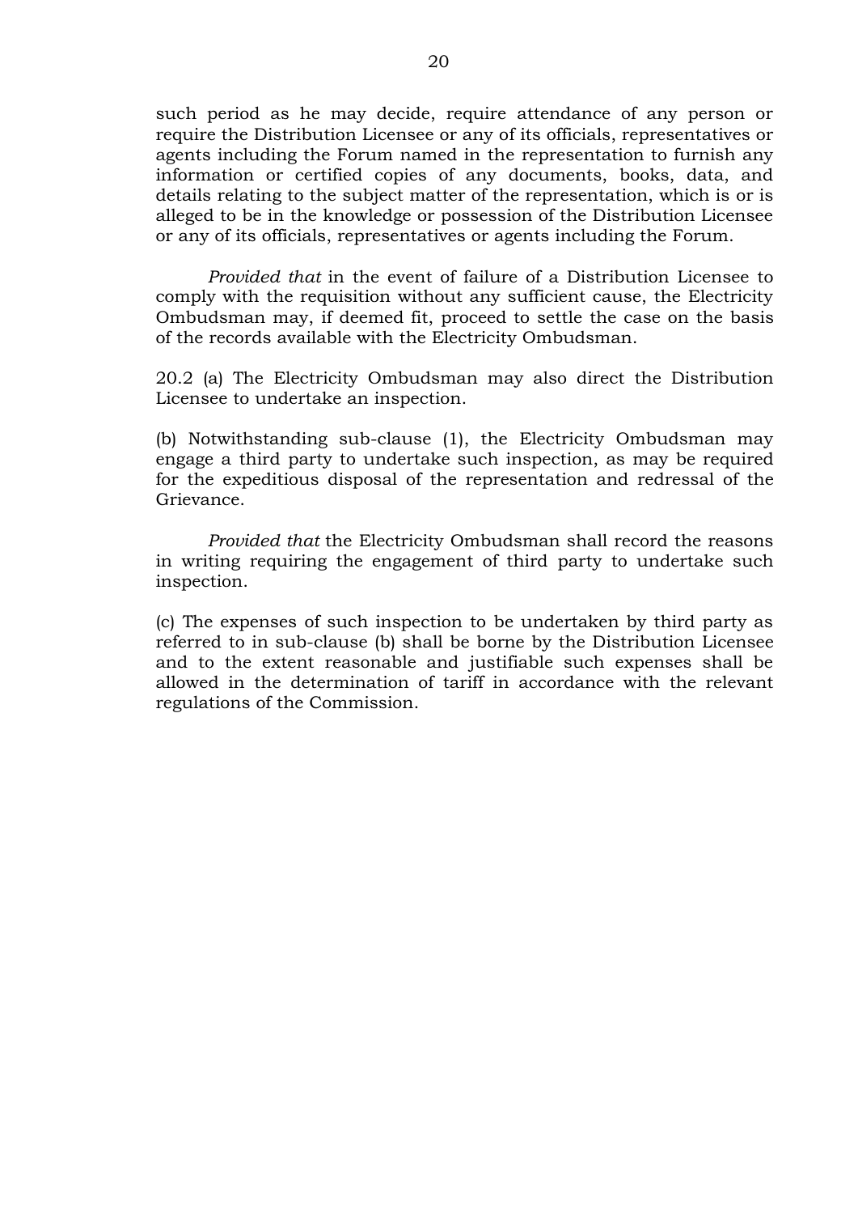such period as he may decide, require attendance of any person or require the Distribution Licensee or any of its officials, representatives or agents including the Forum named in the representation to furnish any information or certified copies of any documents, books, data, and details relating to the subject matter of the representation, which is or is alleged to be in the knowledge or possession of the Distribution Licensee or any of its officials, representatives or agents including the Forum.

*Provided that* in the event of failure of a Distribution Licensee to comply with the requisition without any sufficient cause, the Electricity Ombudsman may, if deemed fit, proceed to settle the case on the basis of the records available with the Electricity Ombudsman.

20.2 (a) The Electricity Ombudsman may also direct the Distribution Licensee to undertake an inspection.

(b) Notwithstanding sub-clause (1), the Electricity Ombudsman may engage a third party to undertake such inspection, as may be required for the expeditious disposal of the representation and redressal of the Grievance.

*Provided that* the Electricity Ombudsman shall record the reasons in writing requiring the engagement of third party to undertake such inspection.

(c) The expenses of such inspection to be undertaken by third party as referred to in sub-clause (b) shall be borne by the Distribution Licensee and to the extent reasonable and justifiable such expenses shall be allowed in the determination of tariff in accordance with the relevant regulations of the Commission.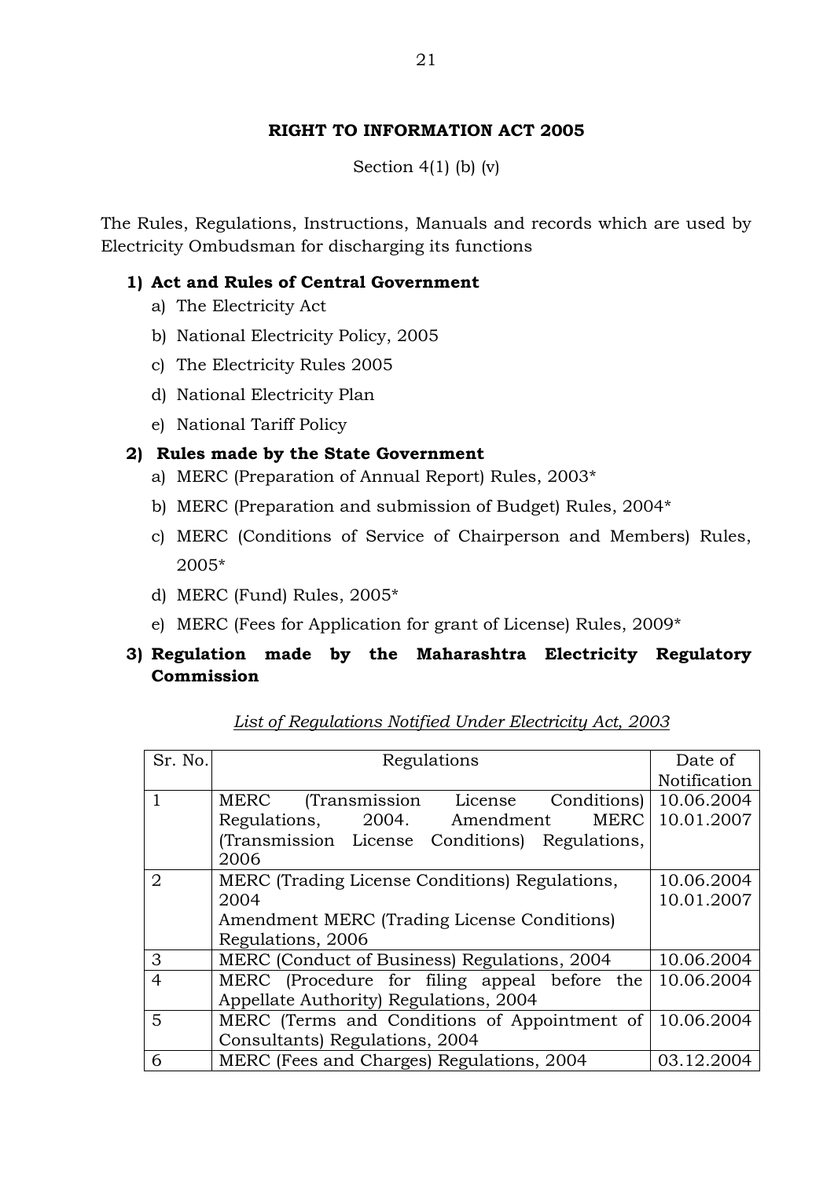**RIGHT TO INFORMATION ACT 2005**

Section 4(1) (b) (v)

The Rules, Regulations, Instructions, Manuals and records which are used by Electricity Ombudsman for discharging its functions

1) **Act and Rules of Central Government**
    a) The Electricity Act
    b) National Electricity Policy, 2005
    c) The Electricity Rules 2005
    d) National Electricity Plan
    e) National Tariff Policy

2) **Rules made by the State Government**
    a) MERC (Preparation of Annual Report) Rules, 2003*
    b) MERC (Preparation and submission of Budget) Rules, 2004*
    c) MERC (Conditions of Service of Chairperson and Members) Rules, 2005*
    d) MERC (Fund) Rules, 2005*
    e) MERC (Fees for Application for grant of License) Rules, 2009*

3) **Regulation made by the Maharashtra Electricity Regulatory Commission**

*List of Regulations Notified Under Electricity Act, 2003*

| Sr. No. | Regulations | Date of Notification |
|---|---|---|
| 1 | MERC (Transmission License Conditions) Regulations, 2004. Amendment MERC (Transmission License Conditions) Regulations, 2006 | 10.06.2004<br>10.01.2007 |
| 2 | MERC (Trading License Conditions) Regulations, 2004<br>Amendment MERC (Trading License Conditions) Regulations, 2006 | 10.06.2004<br>10.01.2007 |
| 3 | MERC (Conduct of Business) Regulations, 2004 | 10.06.2004 |
| 4 | MERC (Procedure for filing appeal before the Appellate Authority) Regulations, 2004 | 10.06.2004 |
| 5 | MERC (Terms and Conditions of Appointment of Consultants) Regulations, 2004 | 10.06.2004 |
| 6 | MERC (Fees and Charges) Regulations, 2004 | 03.12.2004 |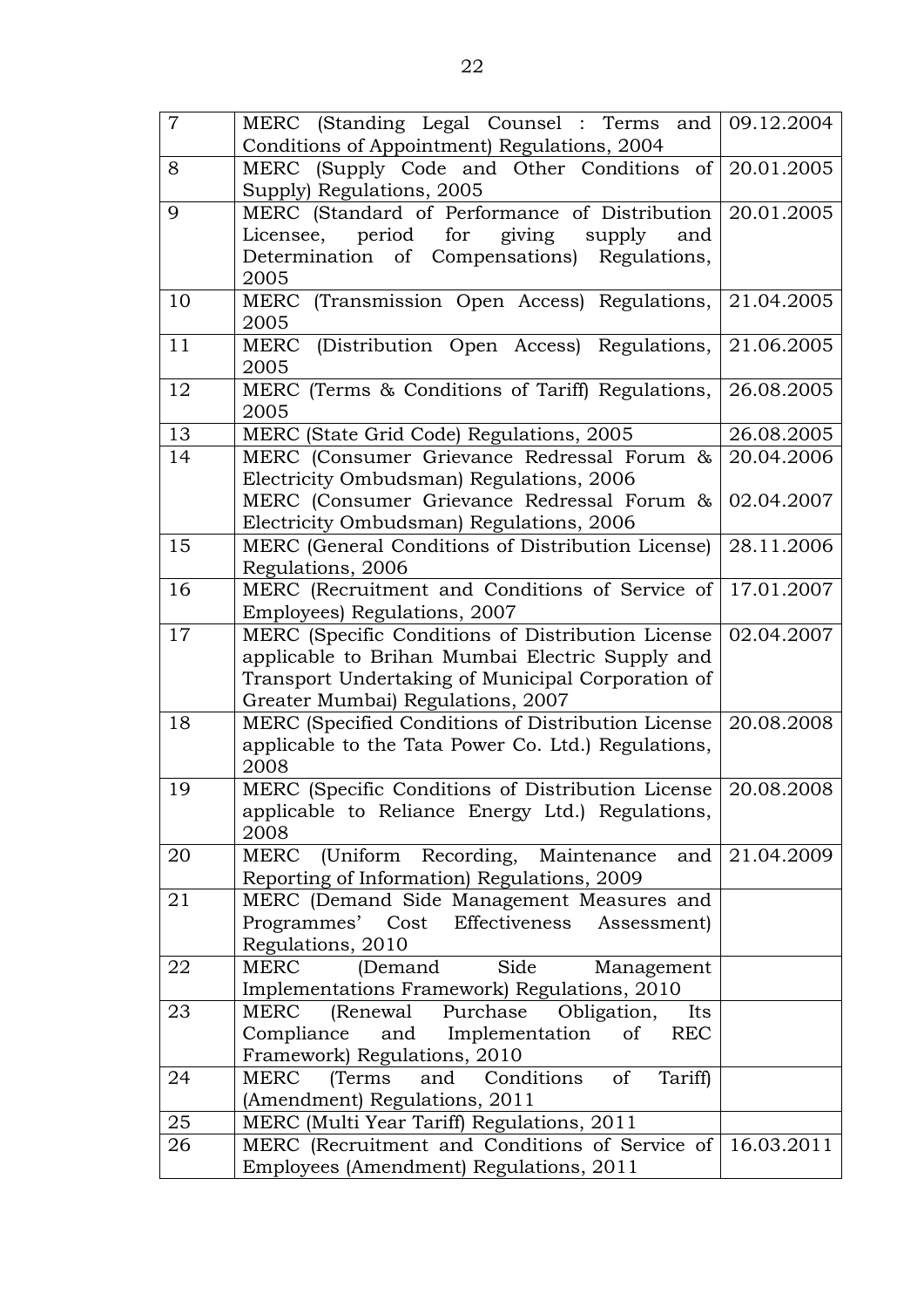| 7 | MERC (Standing Legal Counsel : Terms and Conditions of Appointment) Regulations, 2004 | 09.12.2004 |
|---|---|---|
| 8 | MERC (Supply Code and Other Conditions of Supply) Regulations, 2005 | 20.01.2005 |
| 9 | MERC (Standard of Performance of Distribution Licensee, period for giving supply and Determination of Compensations) Regulations, 2005 | 20.01.2005 |
| 10 | MERC (Transmission Open Access) Regulations, 2005 | 21.04.2005 |
| 11 | MERC (Distribution Open Access) Regulations, 2005 | 21.06.2005 |
| 12 | MERC (Terms & Conditions of Tariff) Regulations, 2005 | 26.08.2005 |
| 13 | MERC (State Grid Code) Regulations, 2005 | 26.08.2005 |
| 14 | MERC (Consumer Grievance Redressal Forum & Electricity Ombudsman) Regulations, 2006<br>MERC (Consumer Grievance Redressal Forum & Electricity Ombudsman) Regulations, 2006 | 20.04.2006<br>02.04.2007 |
| 15 | MERC (General Conditions of Distribution License) Regulations, 2006 | 28.11.2006 |
| 16 | MERC (Recruitment and Conditions of Service of Employees) Regulations, 2007 | 17.01.2007 |
| 17 | MERC (Specific Conditions of Distribution License applicable to Brihan Mumbai Electric Supply and Transport Undertaking of Municipal Corporation of Greater Mumbai) Regulations, 2007 | 02.04.2007 |
| 18 | MERC (Specified Conditions of Distribution License applicable to the Tata Power Co. Ltd.) Regulations, 2008 | 20.08.2008 |
| 19 | MERC (Specific Conditions of Distribution License applicable to Reliance Energy Ltd.) Regulations, 2008 | 20.08.2008 |
| 20 | MERC (Uniform Recording, Maintenance and Reporting of Information) Regulations, 2009 | 21.04.2009 |
| 21 | MERC (Demand Side Management Measures and Programmes' Cost Effectiveness Assessment) Regulations, 2010 | |
| 22 | MERC (Demand Side Management Implementations Framework) Regulations, 2010 | |
| 23 | MERC (Renewal Purchase Obligation, Its Compliance and Implementation of REC Framework) Regulations, 2010 | |
| 24 | MERC (Terms and Conditions of Tariff) (Amendment) Regulations, 2011 | |
| 25 | MERC (Multi Year Tariff) Regulations, 2011 | |
| 26 | MERC (Recruitment and Conditions of Service of Employees (Amendment) Regulations, 2011 | 16.03.2011 |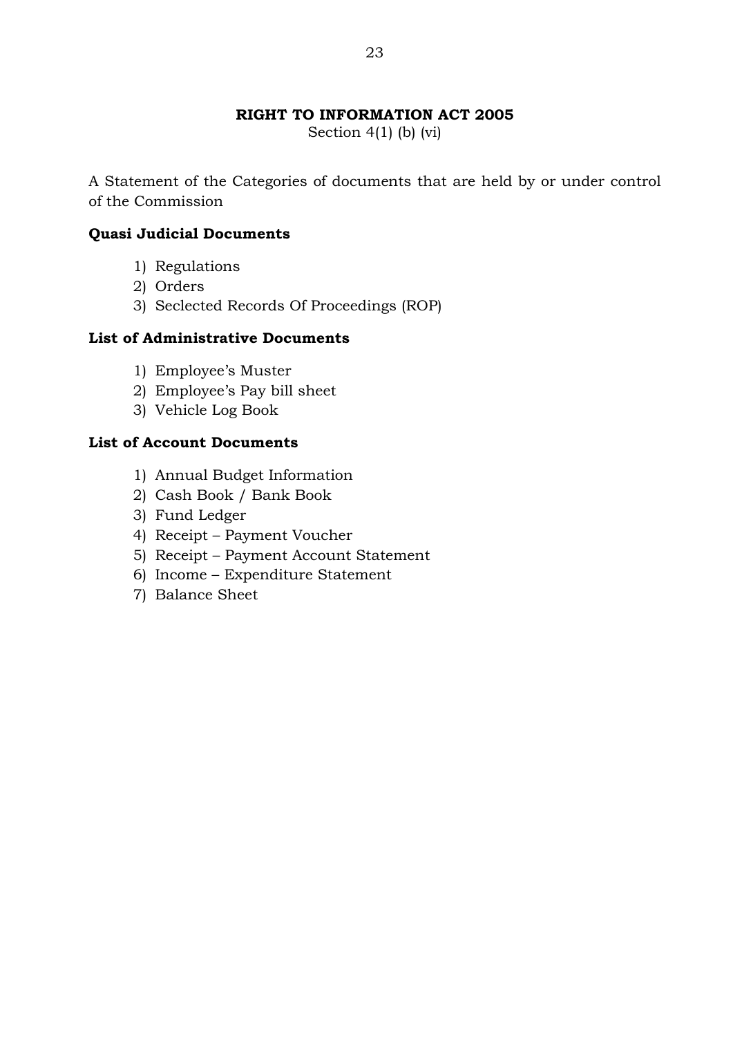# RIGHT TO INFORMATION ACT 2005

Section 4(1) (b) (vi)

A Statement of the Categories of documents that are held by or under control of the Commission

**Quasi Judicial Documents**

1) Regulations
2) Orders
3) Seclected Records Of Proceedings (ROP)

**List of Administrative Documents**

1) Employee's Muster
2) Employee's Pay bill sheet
3) Vehicle Log Book

**List of Account Documents**

1) Annual Budget Information
2) Cash Book / Bank Book
3) Fund Ledger
4) Receipt – Payment Voucher
5) Receipt – Payment Account Statement
6) Income – Expenditure Statement
7) Balance Sheet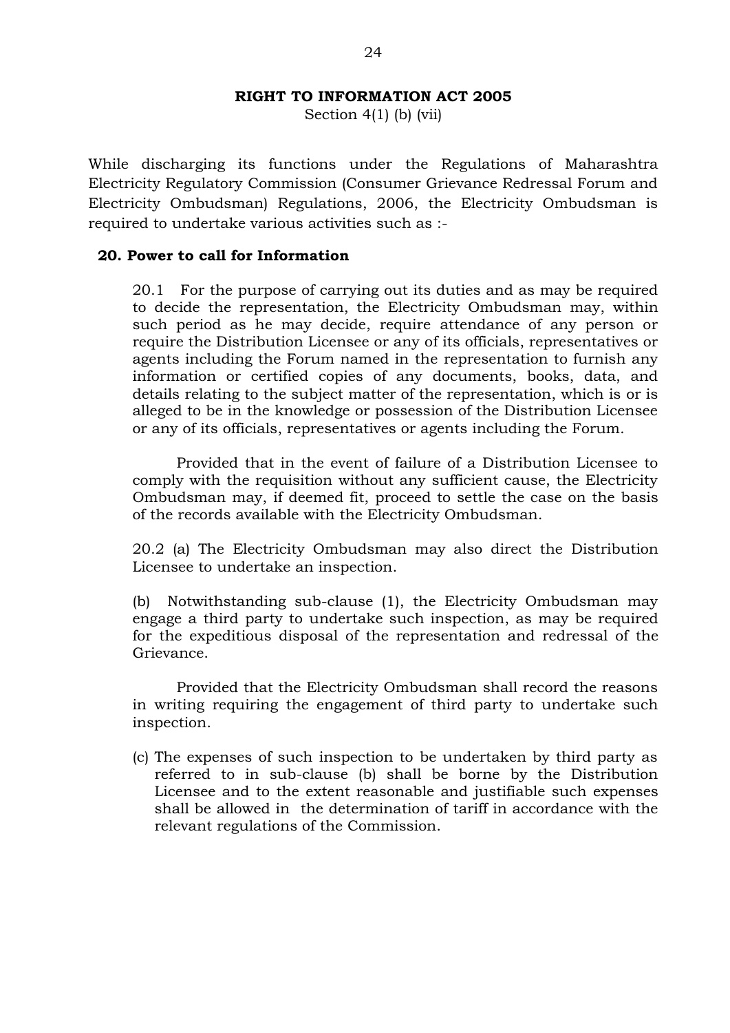**RIGHT TO INFORMATION ACT 2005**

Section 4(1) (b) (vii)

While discharging its functions under the Regulations of Maharashtra Electricity Regulatory Commission (Consumer Grievance Redressal Forum and Electricity Ombudsman) Regulations, 2006, the Electricity Ombudsman is required to undertake various activities such as :-

**20. Power to call for Information**

20.1 For the purpose of carrying out its duties and as may be required to decide the representation, the Electricity Ombudsman may, within such period as he may decide, require attendance of any person or require the Distribution Licensee or any of its officials, representatives or agents including the Forum named in the representation to furnish any information or certified copies of any documents, books, data, and details relating to the subject matter of the representation, which is or is alleged to be in the knowledge or possession of the Distribution Licensee or any of its officials, representatives or agents including the Forum.

Provided that in the event of failure of a Distribution Licensee to comply with the requisition without any sufficient cause, the Electricity Ombudsman may, if deemed fit, proceed to settle the case on the basis of the records available with the Electricity Ombudsman.

20.2 (a) The Electricity Ombudsman may also direct the Distribution Licensee to undertake an inspection.

(b) Notwithstanding sub-clause (1), the Electricity Ombudsman may engage a third party to undertake such inspection, as may be required for the expeditious disposal of the representation and redressal of the Grievance.

Provided that the Electricity Ombudsman shall record the reasons in writing requiring the engagement of third party to undertake such inspection.

(c) The expenses of such inspection to be undertaken by third party as referred to in sub-clause (b) shall be borne by the Distribution Licensee and to the extent reasonable and justifiable such expenses shall be allowed in the determination of tariff in accordance with the relevant regulations of the Commission.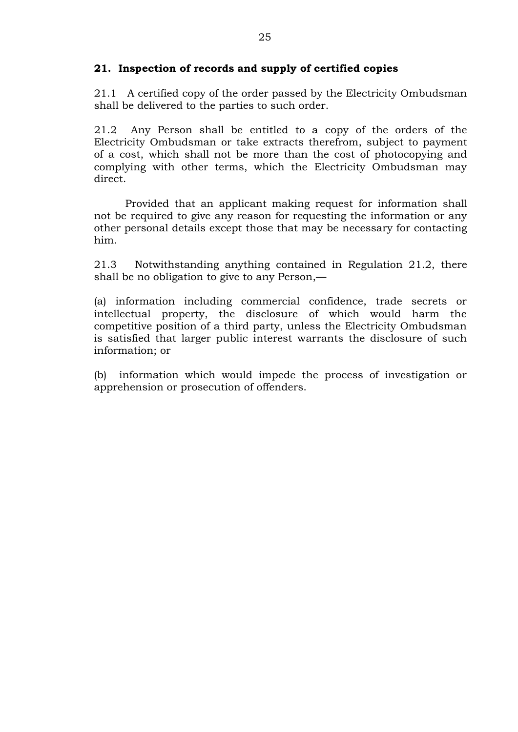## 21. Inspection of records and supply of certified copies

21.1 A certified copy of the order passed by the Electricity Ombudsman shall be delivered to the parties to such order.

21.2 Any Person shall be entitled to a copy of the orders of the Electricity Ombudsman or take extracts therefrom, subject to payment of a cost, which shall not be more than the cost of photocopying and complying with other terms, which the Electricity Ombudsman may direct.

Provided that an applicant making request for information shall not be required to give any reason for requesting the information or any other personal details except those that may be necessary for contacting him.

21.3 Notwithstanding anything contained in Regulation 21.2, there shall be no obligation to give to any Person,—

(a) information including commercial confidence, trade secrets or intellectual property, the disclosure of which would harm the competitive position of a third party, unless the Electricity Ombudsman is satisfied that larger public interest warrants the disclosure of such information; or

(b) information which would impede the process of investigation or apprehension or prosecution of offenders.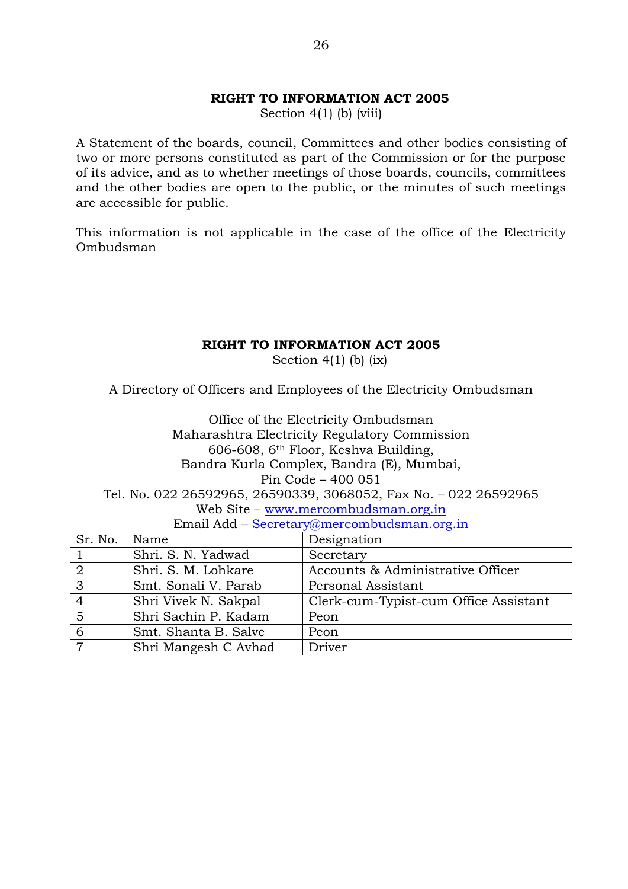**RIGHT TO INFORMATION ACT 2005**

Section 4(1) (b) (viii)

A Statement of the boards, council, Committees and other bodies consisting of two or more persons constituted as part of the Commission or for the purpose of its advice, and as to whether meetings of those boards, councils, committees and the other bodies are open to the public, or the minutes of such meetings are accessible for public.

This information is not applicable in the case of the office of the Electricity Ombudsman

**RIGHT TO INFORMATION ACT 2005**

Section 4(1) (b) (ix)

A Directory of Officers and Employees of the Electricity Ombudsman

| Office of the Electricity Ombudsman<br>Maharashtra Electricity Regulatory Commission<br>606-608, 6th Floor, Keshva Building,<br>Bandra Kurla Complex, Bandra (E), Mumbai,<br>Pin Code – 400 051<br>Tel. No. 022 26592965, 26590339, 3068052, Fax No. – 022 26592965<br>Web Site – www.mercombudsman.org.in<br>Email Add – Secretary@mercombudsman.org.in | | |
|---|---|---|
| Sr. No. | Name | Designation |
| 1 | Shri. S. N. Yadwad | Secretary |
| 2 | Shri. S. M. Lohkare | Accounts & Administrative Officer |
| 3 | Smt. Sonali V. Parab | Personal Assistant |
| 4 | Shri Vivek N. Sakpal | Clerk-cum-Typist-cum Office Assistant |
| 5 | Shri Sachin P. Kadam | Peon |
| 6 | Smt. Shanta B. Salve | Peon |
| 7 | Shri Mangesh C Avhad | Driver |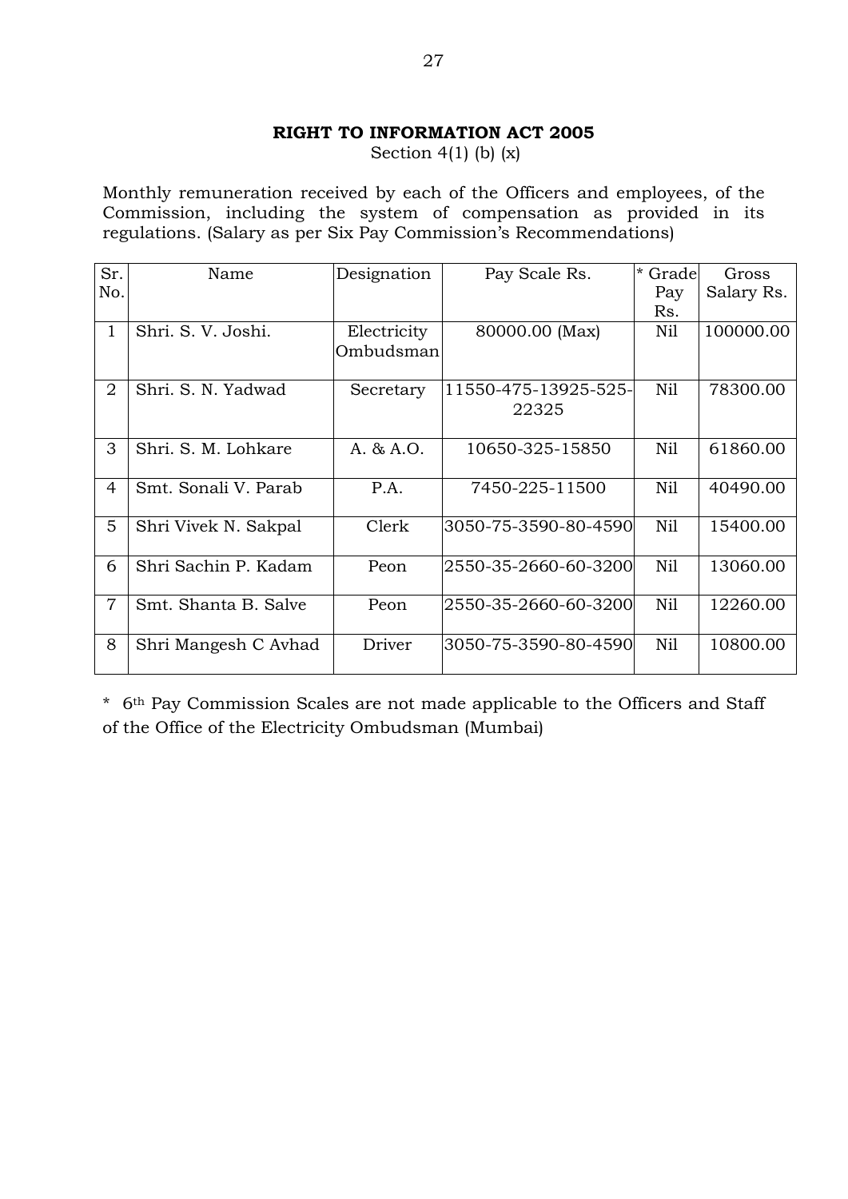**RIGHT TO INFORMATION ACT 2005**

Section 4(1) (b) (x)

Monthly remuneration received by each of the Officers and employees, of the Commission, including the system of compensation as provided in its regulations. (Salary as per Six Pay Commission's Recommendations)

| Sr. No. | Name | Designation | Pay Scale Rs. | * Grade Pay Rs. | Gross Salary Rs. |
|---|---|---|---|---|---|
| 1 | Shri. S. V. Joshi. | Electricity Ombudsman | 80000.00 (Max) | Nil | 100000.00 |
| 2 | Shri. S. N. Yadwad | Secretary | 11550-475-13925-525-22325 | Nil | 78300.00 |
| 3 | Shri. S. M. Lohkare | A. & A.O. | 10650-325-15850 | Nil | 61860.00 |
| 4 | Smt. Sonali V. Parab | P.A. | 7450-225-11500 | Nil | 40490.00 |
| 5 | Shri Vivek N. Sakpal | Clerk | 3050-75-3590-80-4590 | Nil | 15400.00 |
| 6 | Shri Sachin P. Kadam | Peon | 2550-35-2660-60-3200 | Nil | 13060.00 |
| 7 | Smt. Shanta B. Salve | Peon | 2550-35-2660-60-3200 | Nil | 12260.00 |
| 8 | Shri Mangesh C Avhad | Driver | 3050-75-3590-80-4590 | Nil | 10800.00 |

* 6th Pay Commission Scales are not made applicable to the Officers and Staff of the Office of the Electricity Ombudsman (Mumbai)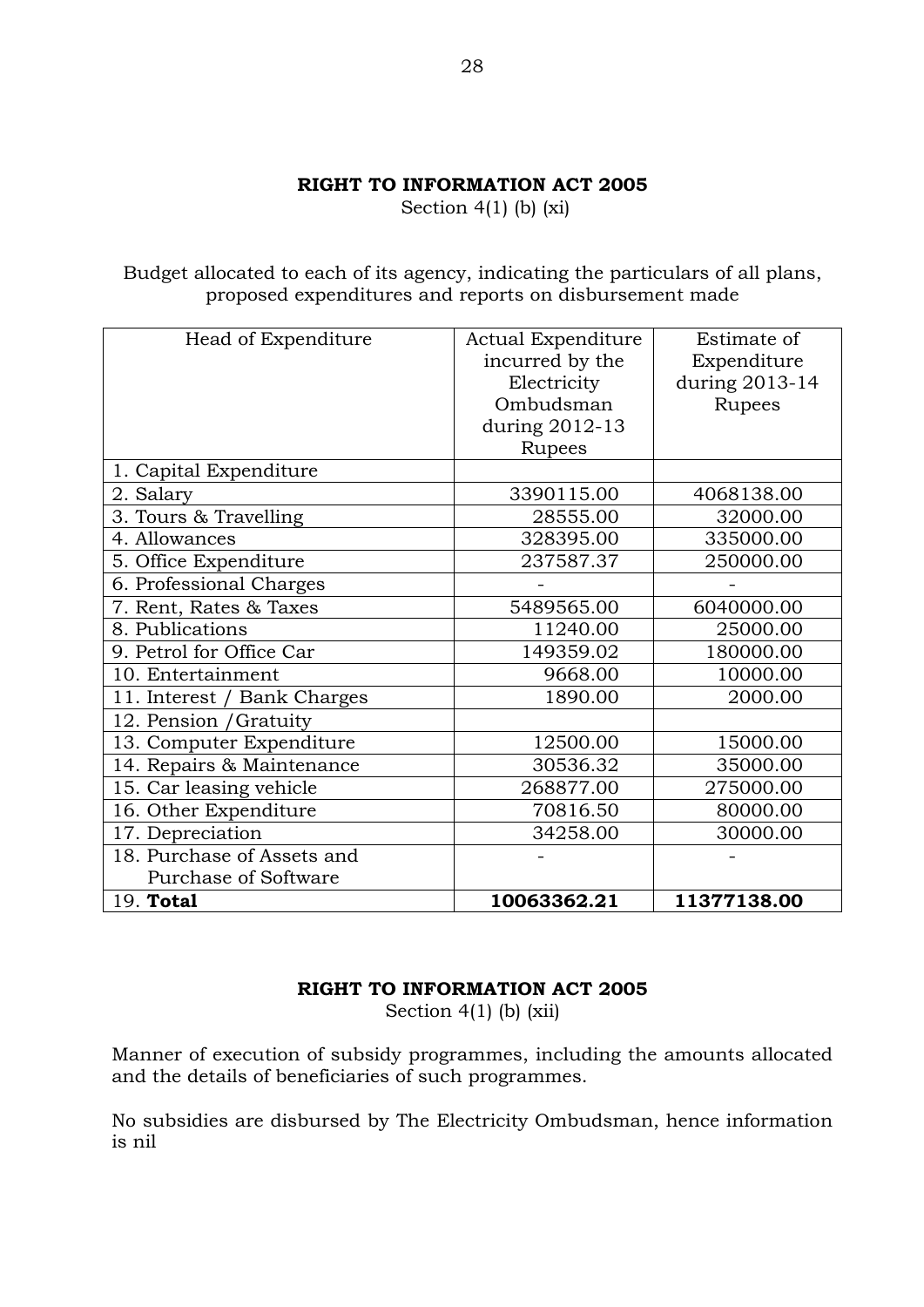**RIGHT TO INFORMATION ACT 2005**

Section 4(1) (b) (xi)

Budget allocated to each of its agency, indicating the particulars of all plans, proposed expenditures and reports on disbursement made

| Head of Expenditure | Actual Expenditure incurred by the Electricity Ombudsman during 2012-13 Rupees | Estimate of Expenditure during 2013-14 Rupees |
|---|---|---|
| 1. Capital Expenditure | | |
| 2. Salary | 3390115.00 | 4068138.00 |
| 3. Tours & Travelling | 28555.00 | 32000.00 |
| 4. Allowances | 328395.00 | 335000.00 |
| 5. Office Expenditure | 237587.37 | 250000.00 |
| 6. Professional Charges | - | - |
| 7. Rent, Rates & Taxes | 5489565.00 | 6040000.00 |
| 8. Publications | 11240.00 | 25000.00 |
| 9. Petrol for Office Car | 149359.02 | 180000.00 |
| 10. Entertainment | 9668.00 | 10000.00 |
| 11. Interest / Bank Charges | 1890.00 | 2000.00 |
| 12. Pension /Gratuity | | |
| 13. Computer Expenditure | 12500.00 | 15000.00 |
| 14. Repairs & Maintenance | 30536.32 | 35000.00 |
| 15. Car leasing vehicle | 268877.00 | 275000.00 |
| 16. Other Expenditure | 70816.50 | 80000.00 |
| 17. Depreciation | 34258.00 | 30000.00 |
| 18. Purchase of Assets and Purchase of Software | - | - |
| 19. **Total** | **10063362.21** | **11377138.00** |

**RIGHT TO INFORMATION ACT 2005**

Section 4(1) (b) (xii)

Manner of execution of subsidy programmes, including the amounts allocated and the details of beneficiaries of such programmes.

No subsidies are disbursed by The Electricity Ombudsman, hence information is nil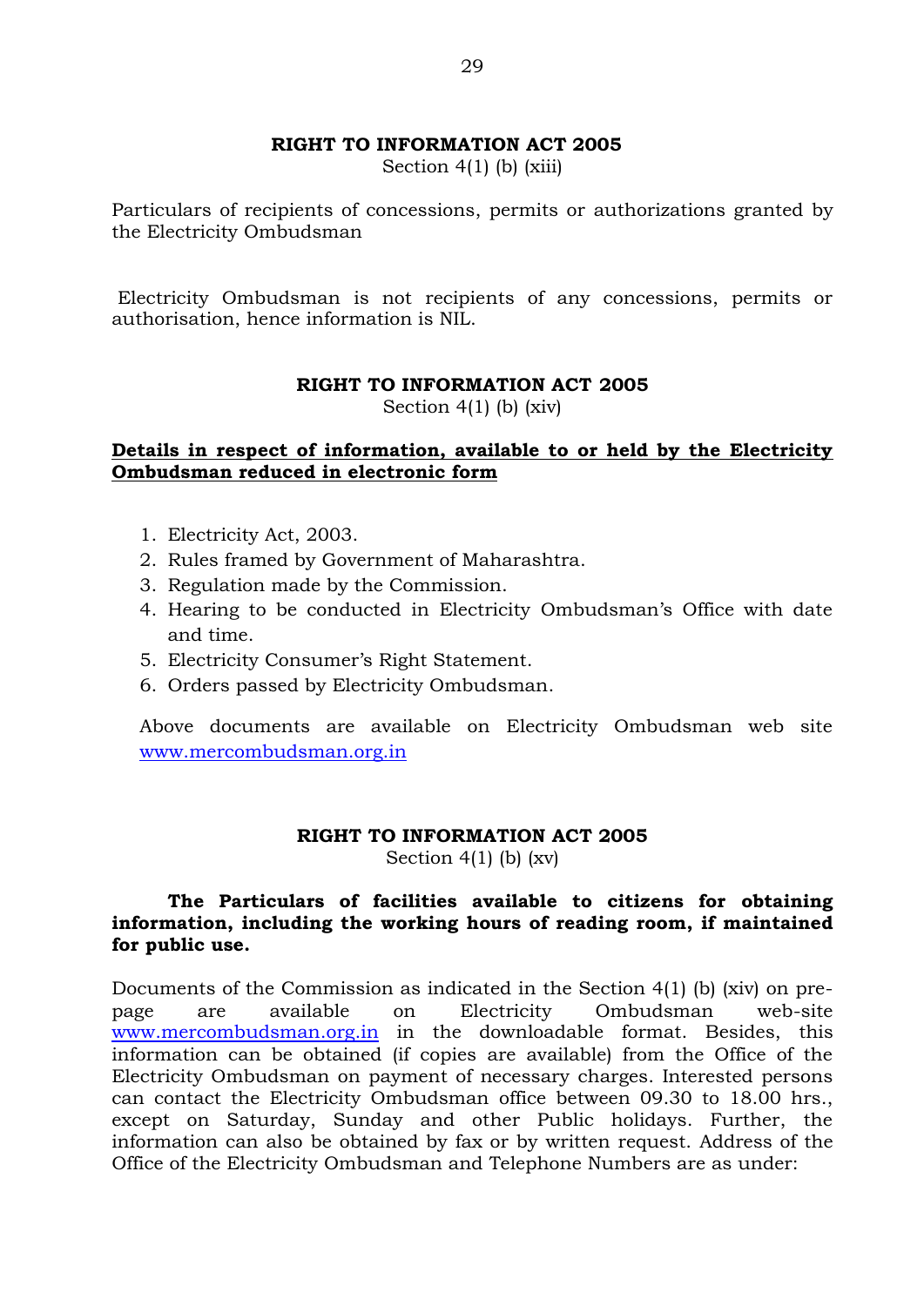**RIGHT TO INFORMATION ACT 2005**

Section 4(1) (b) (xiii)

Particulars of recipients of concessions, permits or authorizations granted by the Electricity Ombudsman

Electricity Ombudsman is not recipients of any concessions, permits or authorisation, hence information is NIL.

**RIGHT TO INFORMATION ACT 2005**

Section 4(1) (b) (xiv)

**Details in respect of information, available to or held by the Electricity Ombudsman reduced in electronic form**

1. Electricity Act, 2003.
2. Rules framed by Government of Maharashtra.
3. Regulation made by the Commission.
4. Hearing to be conducted in Electricity Ombudsman's Office with date and time.
5. Electricity Consumer's Right Statement.
6. Orders passed by Electricity Ombudsman.

Above documents are available on Electricity Ombudsman web site www.mercombudsman.org.in

**RIGHT TO INFORMATION ACT 2005**

Section 4(1) (b) (xv)

**The Particulars of facilities available to citizens for obtaining information, including the working hours of reading room, if maintained for public use.**

Documents of the Commission as indicated in the Section 4(1) (b) (xiv) on pre-page are available on Electricity Ombudsman web-site www.mercombudsman.org.in in the downloadable format. Besides, this information can be obtained (if copies are available) from the Office of the Electricity Ombudsman on payment of necessary charges. Interested persons can contact the Electricity Ombudsman office between 09.30 to 18.00 hrs., except on Saturday, Sunday and other Public holidays. Further, the information can also be obtained by fax or by written request. Address of the Office of the Electricity Ombudsman and Telephone Numbers are as under: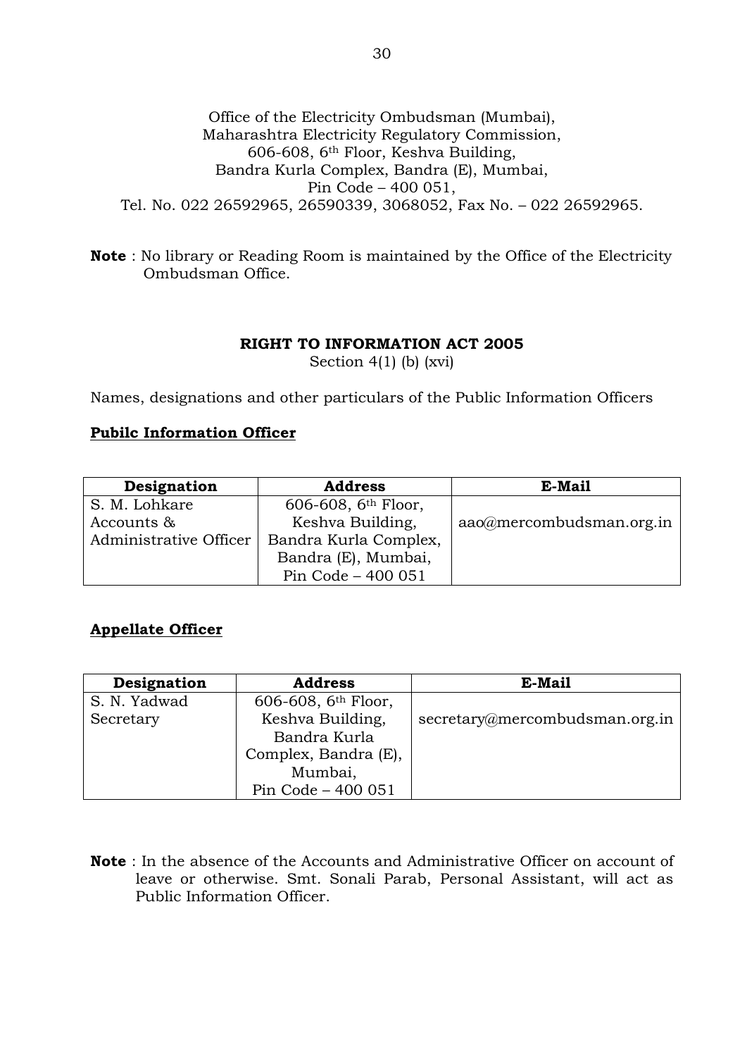Office of the Electricity Ombudsman (Mumbai),
Maharashtra Electricity Regulatory Commission,
606-608, 6th Floor, Keshva Building,
Bandra Kurla Complex, Bandra (E), Mumbai,
Pin Code – 400 051,
Tel. No. 022 26592965, 26590339, 3068052, Fax No. – 022 26592965.

**Note** : No library or Reading Room is maintained by the Office of the Electricity Ombudsman Office.

**RIGHT TO INFORMATION ACT 2005**

Section 4(1) (b) (xvi)

Names, designations and other particulars of the Public Information Officers

**Pubilc Information Officer**

| Designation | Address | E-Mail |
|---|---|---|
| S. M. Lohkare<br>Accounts & Administrative Officer | 606-608, 6th Floor, Keshva Building, Bandra Kurla Complex, Bandra (E), Mumbai, Pin Code – 400 051 | aao@mercombudsman.org.in |

**Appellate Officer**

| Designation | Address | E-Mail |
|---|---|---|
| S. N. Yadwad<br>Secretary | 606-608, 6th Floor, Keshva Building, Bandra Kurla Complex, Bandra (E), Mumbai, Pin Code – 400 051 | secretary@mercombudsman.org.in |

**Note** : In the absence of the Accounts and Administrative Officer on account of leave or otherwise. Smt. Sonali Parab, Personal Assistant, will act as Public Information Officer.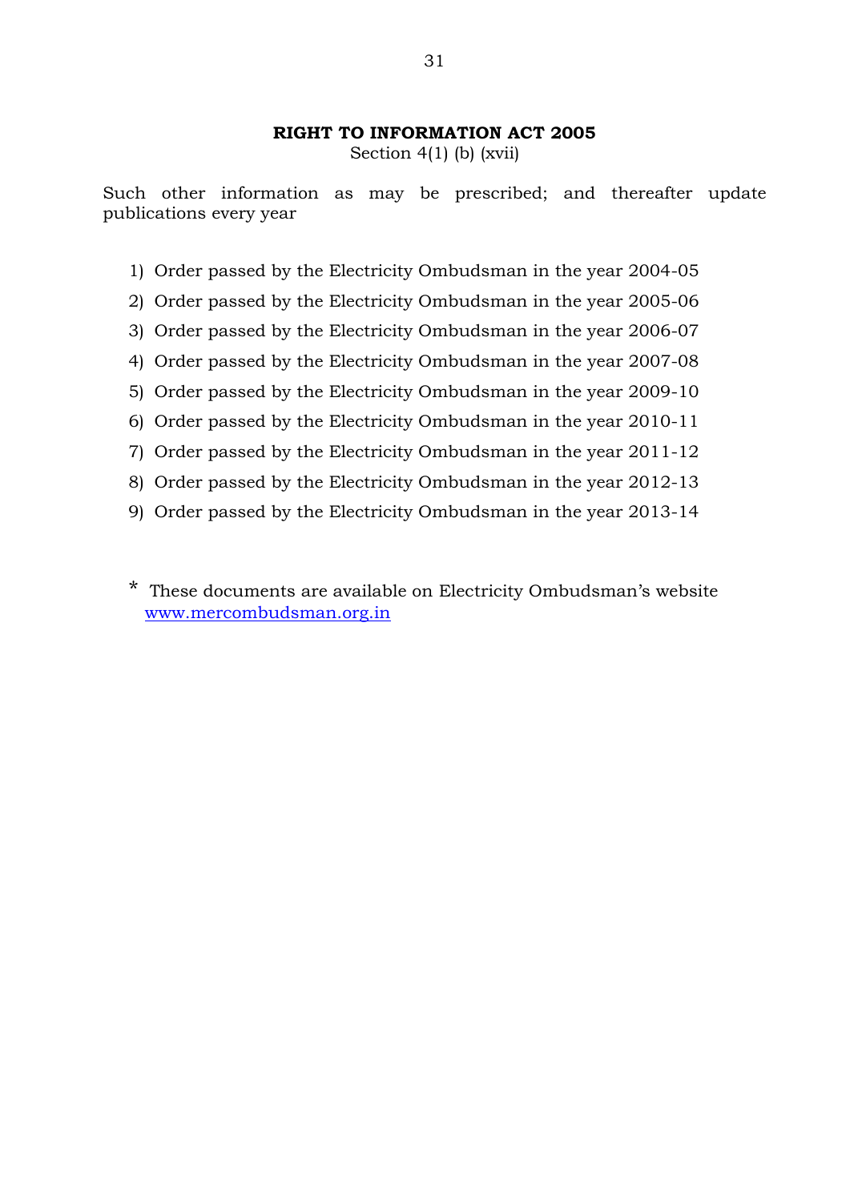**RIGHT TO INFORMATION ACT 2005**

Section 4(1) (b) (xvii)

Such other information as may be prescribed; and thereafter update publications every year

1) Order passed by the Electricity Ombudsman in the year 2004-05
2) Order passed by the Electricity Ombudsman in the year 2005-06
3) Order passed by the Electricity Ombudsman in the year 2006-07
4) Order passed by the Electricity Ombudsman in the year 2007-08
5) Order passed by the Electricity Ombudsman in the year 2009-10
6) Order passed by the Electricity Ombudsman in the year 2010-11
7) Order passed by the Electricity Ombudsman in the year 2011-12
8) Order passed by the Electricity Ombudsman in the year 2012-13
9) Order passed by the Electricity Ombudsman in the year 2013-14

\* These documents are available on Electricity Ombudsman's website [www.mercombudsman.org.in](http://www.mercombudsman.org.in)